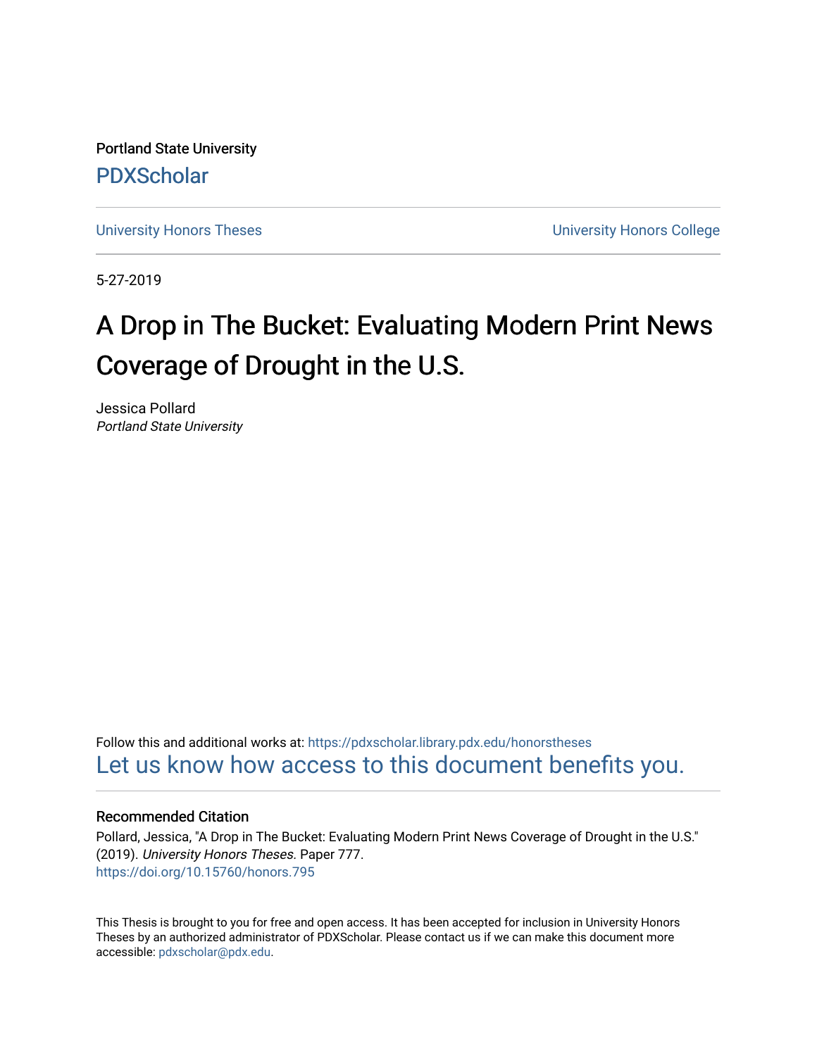Portland State University

PDXScholar

University Honors Theses | University Honors College

5-27-2019

# A Drop in The Bucket: Evaluating Modern Print News Coverage of Drought in the U.S.

Jessica Pollard
*Portland State University*

Follow this and additional works at: https://pdxscholar.library.pdx.edu/honorstheses

Let us know how access to this document benefits you.

### Recommended Citation

Pollard, Jessica, "A Drop in The Bucket: Evaluating Modern Print News Coverage of Drought in the U.S." (2019). *University Honors Theses.* Paper 777.
https://doi.org/10.15760/honors.795

This Thesis is brought to you for free and open access. It has been accepted for inclusion in University Honors Theses by an authorized administrator of PDXScholar. Please contact us if we can make this document more accessible: pdxscholar@pdx.edu.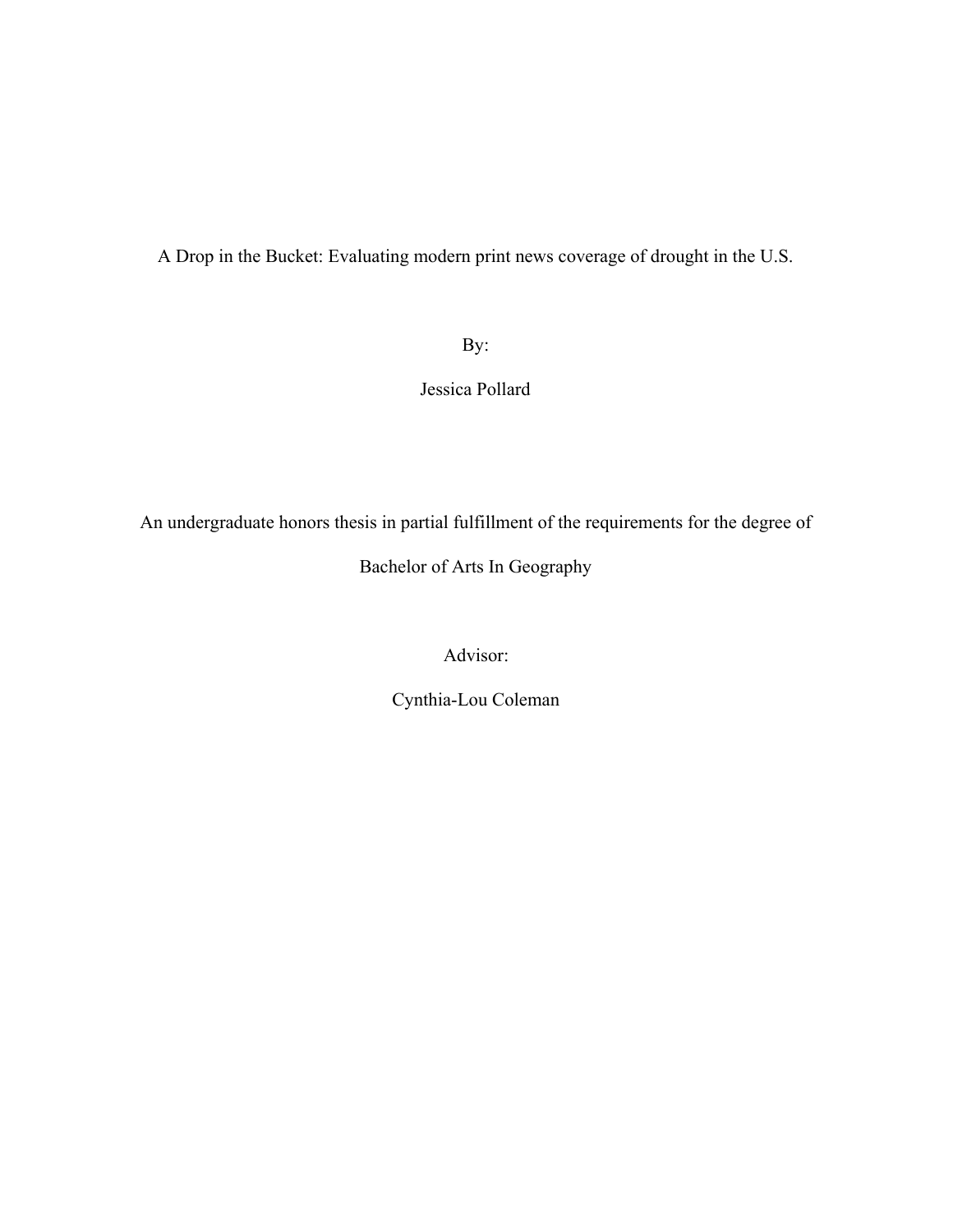# A Drop in the Bucket: Evaluating modern print news coverage of drought in the U.S.

By:

Jessica Pollard

An undergraduate honors thesis in partial fulfillment of the requirements for the degree of

Bachelor of Arts In Geography

Advisor:

Cynthia-Lou Coleman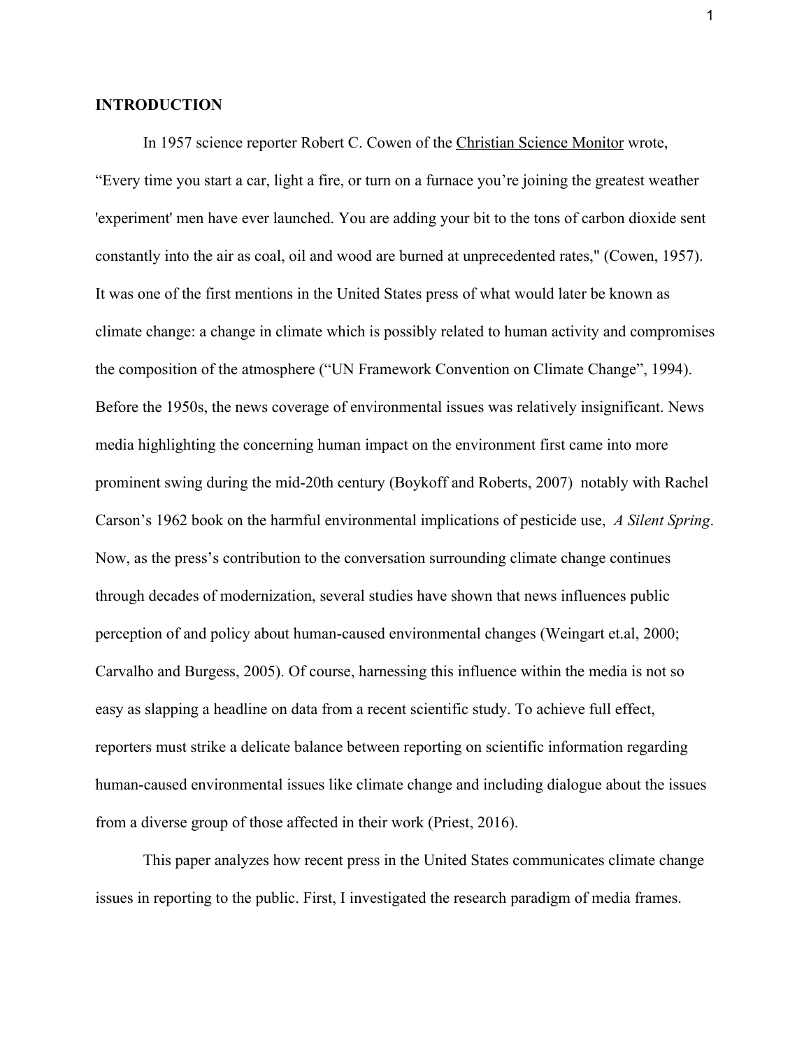## INTRODUCTION

In 1957 science reporter Robert C. Cowen of the Christian Science Monitor wrote, “Every time you start a car, light a fire, or turn on a furnace you’re joining the greatest weather 'experiment' men have ever launched. You are adding your bit to the tons of carbon dioxide sent constantly into the air as coal, oil and wood are burned at unprecedented rates," (Cowen, 1957). It was one of the first mentions in the United States press of what would later be known as climate change: a change in climate which is possibly related to human activity and compromises the composition of the atmosphere (“UN Framework Convention on Climate Change”, 1994). Before the 1950s, the news coverage of environmental issues was relatively insignificant. News media highlighting the concerning human impact on the environment first came into more prominent swing during the mid-20th century (Boykoff and Roberts, 2007) notably with Rachel Carson’s 1962 book on the harmful environmental implications of pesticide use, *A Silent Spring*. Now, as the press’s contribution to the conversation surrounding climate change continues through decades of modernization, several studies have shown that news influences public perception of and policy about human-caused environmental changes (Weingart et.al, 2000; Carvalho and Burgess, 2005). Of course, harnessing this influence within the media is not so easy as slapping a headline on data from a recent scientific study. To achieve full effect, reporters must strike a delicate balance between reporting on scientific information regarding human-caused environmental issues like climate change and including dialogue about the issues from a diverse group of those affected in their work (Priest, 2016).

This paper analyzes how recent press in the United States communicates climate change issues in reporting to the public. First, I investigated the research paradigm of media frames.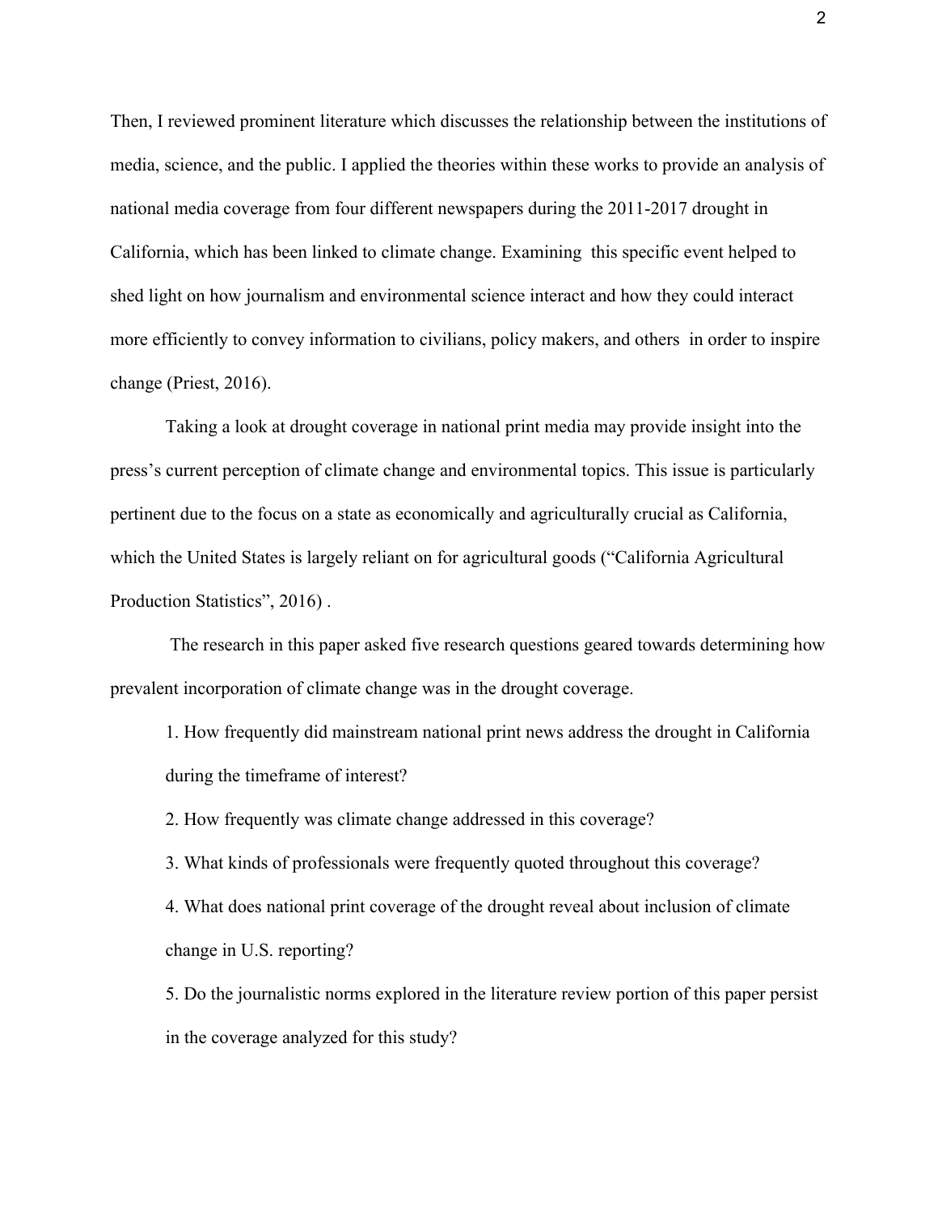Then, I reviewed prominent literature which discusses the relationship between the institutions of media, science, and the public. I applied the theories within these works to provide an analysis of national media coverage from four different newspapers during the 2011-2017 drought in California, which has been linked to climate change. Examining this specific event helped to shed light on how journalism and environmental science interact and how they could interact more efficiently to convey information to civilians, policy makers, and others in order to inspire change (Priest, 2016).

Taking a look at drought coverage in national print media may provide insight into the press's current perception of climate change and environmental topics. This issue is particularly pertinent due to the focus on a state as economically and agriculturally crucial as California, which the United States is largely reliant on for agricultural goods ("California Agricultural Production Statistics", 2016) .

The research in this paper asked five research questions geared towards determining how prevalent incorporation of climate change was in the drought coverage.

1. How frequently did mainstream national print news address the drought in California during the timeframe of interest?
2. How frequently was climate change addressed in this coverage?
3. What kinds of professionals were frequently quoted throughout this coverage?
4. What does national print coverage of the drought reveal about inclusion of climate change in U.S. reporting?
5. Do the journalistic norms explored in the literature review portion of this paper persist in the coverage analyzed for this study?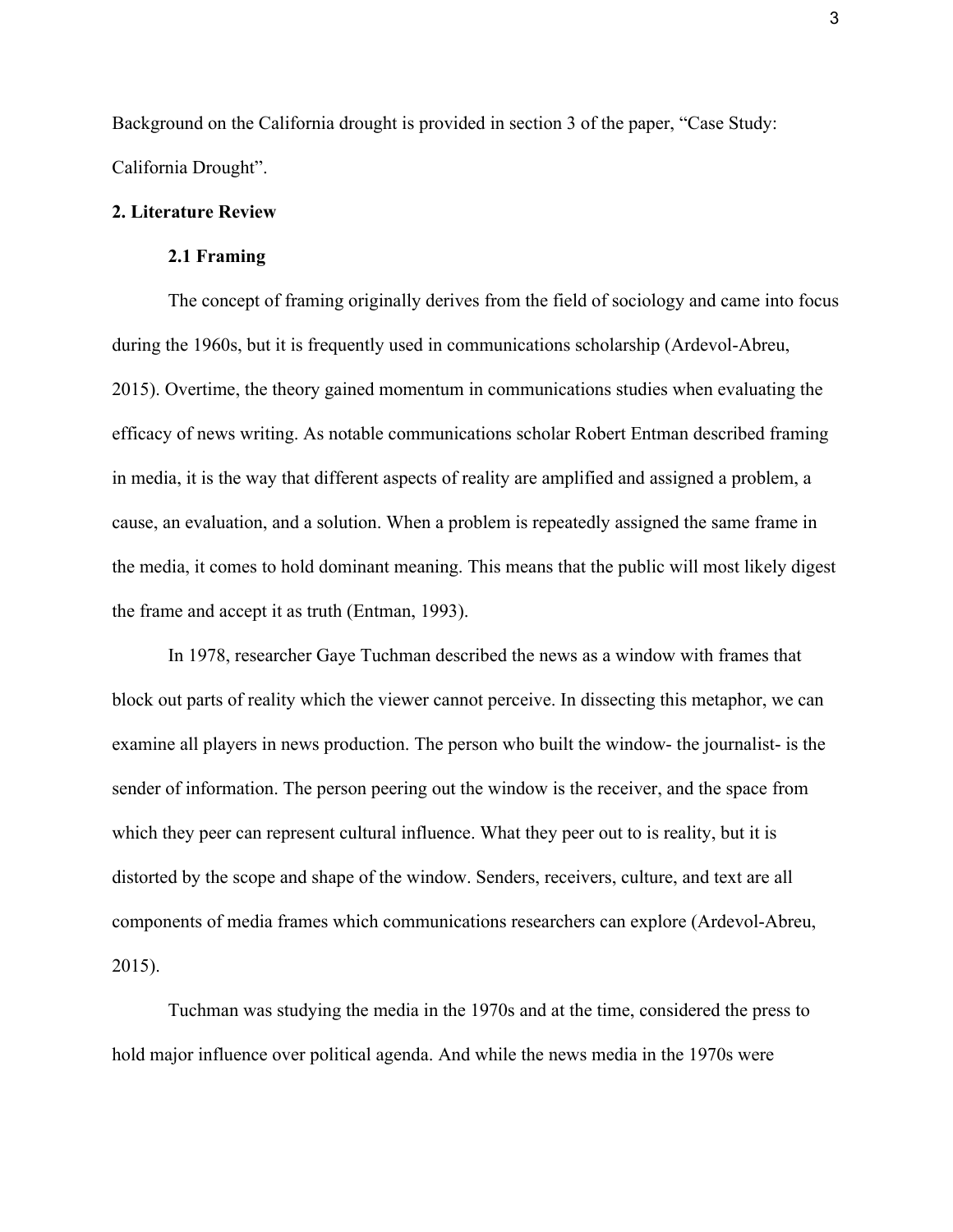Background on the California drought is provided in section 3 of the paper, "Case Study: California Drought".

## 2. Literature Review

### 2.1 Framing

The concept of framing originally derives from the field of sociology and came into focus during the 1960s, but it is frequently used in communications scholarship (Ardevol-Abreu, 2015). Overtime, the theory gained momentum in communications studies when evaluating the efficacy of news writing. As notable communications scholar Robert Entman described framing in media, it is the way that different aspects of reality are amplified and assigned a problem, a cause, an evaluation, and a solution. When a problem is repeatedly assigned the same frame in the media, it comes to hold dominant meaning. This means that the public will most likely digest the frame and accept it as truth (Entman, 1993).

In 1978, researcher Gaye Tuchman described the news as a window with frames that block out parts of reality which the viewer cannot perceive. In dissecting this metaphor, we can examine all players in news production. The person who built the window- the journalist- is the sender of information. The person peering out the window is the receiver, and the space from which they peer can represent cultural influence. What they peer out to is reality, but it is distorted by the scope and shape of the window. Senders, receivers, culture, and text are all components of media frames which communications researchers can explore (Ardevol-Abreu, 2015).

Tuchman was studying the media in the 1970s and at the time, considered the press to hold major influence over political agenda. And while the news media in the 1970s were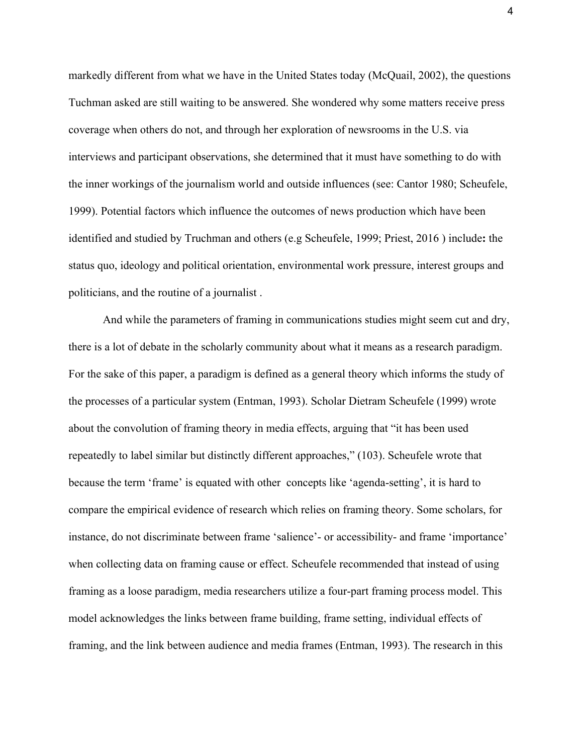markedly different from what we have in the United States today (McQuail, 2002), the questions Tuchman asked are still waiting to be answered. She wondered why some matters receive press coverage when others do not, and through her exploration of newsrooms in the U.S. via interviews and participant observations, she determined that it must have something to do with the inner workings of the journalism world and outside influences (see: Cantor 1980; Scheufele, 1999). Potential factors which influence the outcomes of news production which have been identified and studied by Truchman and others (e.g Scheufele, 1999; Priest, 2016 ) include**:** the status quo, ideology and political orientation, environmental work pressure, interest groups and politicians, and the routine of a journalist .

And while the parameters of framing in communications studies might seem cut and dry, there is a lot of debate in the scholarly community about what it means as a research paradigm. For the sake of this paper, a paradigm is defined as a general theory which informs the study of the processes of a particular system (Entman, 1993). Scholar Dietram Scheufele (1999) wrote about the convolution of framing theory in media effects, arguing that "it has been used repeatedly to label similar but distinctly different approaches," (103). Scheufele wrote that because the term 'frame' is equated with other concepts like 'agenda-setting', it is hard to compare the empirical evidence of research which relies on framing theory. Some scholars, for instance, do not discriminate between frame 'salience'- or accessibility- and frame 'importance' when collecting data on framing cause or effect. Scheufele recommended that instead of using framing as a loose paradigm, media researchers utilize a four-part framing process model. This model acknowledges the links between frame building, frame setting, individual effects of framing, and the link between audience and media frames (Entman, 1993). The research in this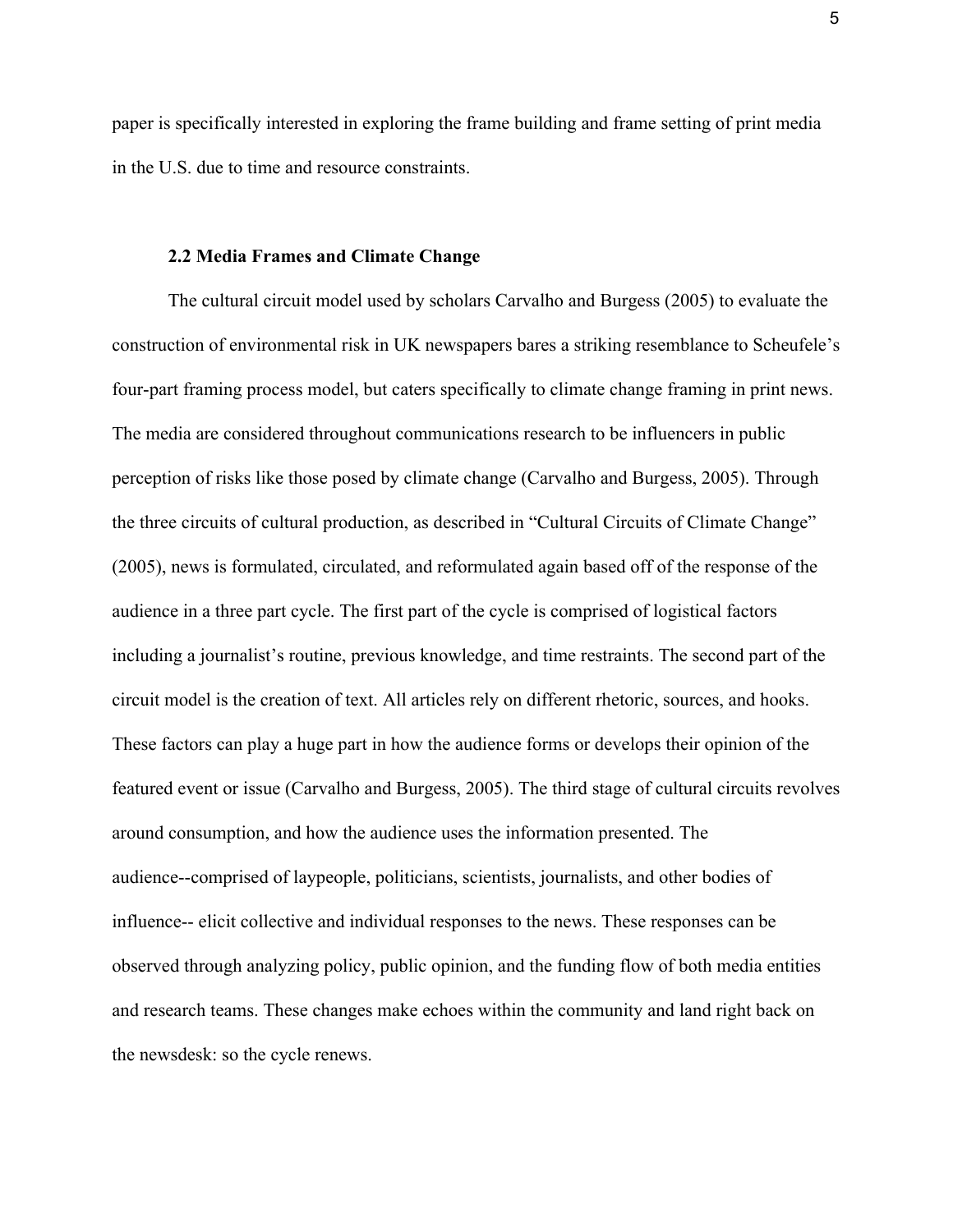paper is specifically interested in exploring the frame building and frame setting of print media in the U.S. due to time and resource constraints.

### 2.2 Media Frames and Climate Change

The cultural circuit model used by scholars Carvalho and Burgess (2005) to evaluate the construction of environmental risk in UK newspapers bares a striking resemblance to Scheufele's four-part framing process model, but caters specifically to climate change framing in print news. The media are considered throughout communications research to be influencers in public perception of risks like those posed by climate change (Carvalho and Burgess, 2005). Through the three circuits of cultural production, as described in "Cultural Circuits of Climate Change" (2005), news is formulated, circulated, and reformulated again based off of the response of the audience in a three part cycle. The first part of the cycle is comprised of logistical factors including a journalist's routine, previous knowledge, and time restraints. The second part of the circuit model is the creation of text. All articles rely on different rhetoric, sources, and hooks. These factors can play a huge part in how the audience forms or develops their opinion of the featured event or issue (Carvalho and Burgess, 2005). The third stage of cultural circuits revolves around consumption, and how the audience uses the information presented. The audience--comprised of laypeople, politicians, scientists, journalists, and other bodies of influence-- elicit collective and individual responses to the news. These responses can be observed through analyzing policy, public opinion, and the funding flow of both media entities and research teams. These changes make echoes within the community and land right back on the newsdesk: so the cycle renews.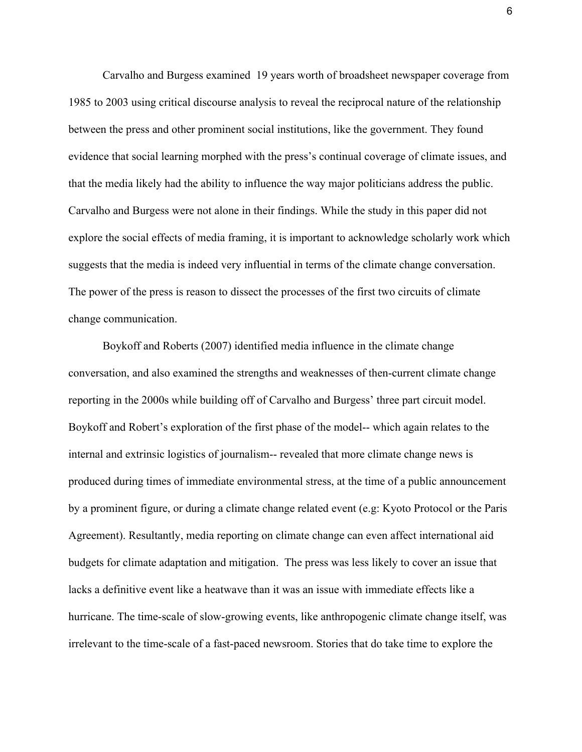Carvalho and Burgess examined 19 years worth of broadsheet newspaper coverage from 1985 to 2003 using critical discourse analysis to reveal the reciprocal nature of the relationship between the press and other prominent social institutions, like the government. They found evidence that social learning morphed with the press's continual coverage of climate issues, and that the media likely had the ability to influence the way major politicians address the public. Carvalho and Burgess were not alone in their findings. While the study in this paper did not explore the social effects of media framing, it is important to acknowledge scholarly work which suggests that the media is indeed very influential in terms of the climate change conversation. The power of the press is reason to dissect the processes of the first two circuits of climate change communication.

Boykoff and Roberts (2007) identified media influence in the climate change conversation, and also examined the strengths and weaknesses of then-current climate change reporting in the 2000s while building off of Carvalho and Burgess' three part circuit model. Boykoff and Robert's exploration of the first phase of the model-- which again relates to the internal and extrinsic logistics of journalism-- revealed that more climate change news is produced during times of immediate environmental stress, at the time of a public announcement by a prominent figure, or during a climate change related event (e.g: Kyoto Protocol or the Paris Agreement). Resultantly, media reporting on climate change can even affect international aid budgets for climate adaptation and mitigation. The press was less likely to cover an issue that lacks a definitive event like a heatwave than it was an issue with immediate effects like a hurricane. The time-scale of slow-growing events, like anthropogenic climate change itself, was irrelevant to the time-scale of a fast-paced newsroom. Stories that do take time to explore the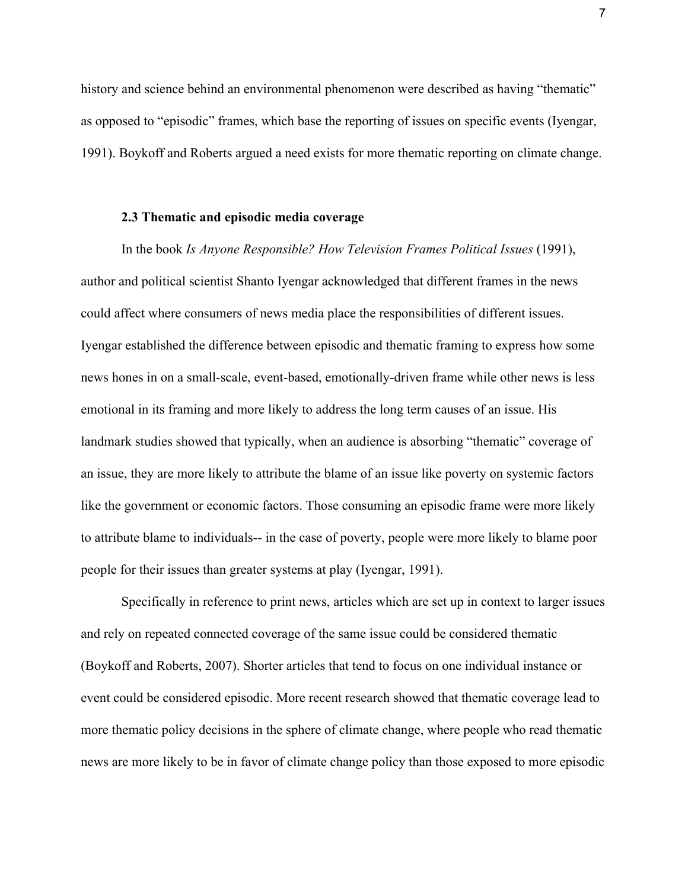history and science behind an environmental phenomenon were described as having “thematic” as opposed to “episodic” frames, which base the reporting of issues on specific events (Iyengar, 1991). Boykoff and Roberts argued a need exists for more thematic reporting on climate change.

### 2.3 Thematic and episodic media coverage

In the book *Is Anyone Responsible? How Television Frames Political Issues* (1991), author and political scientist Shanto Iyengar acknowledged that different frames in the news could affect where consumers of news media place the responsibilities of different issues. Iyengar established the difference between episodic and thematic framing to express how some news hones in on a small-scale, event-based, emotionally-driven frame while other news is less emotional in its framing and more likely to address the long term causes of an issue. His landmark studies showed that typically, when an audience is absorbing “thematic” coverage of an issue, they are more likely to attribute the blame of an issue like poverty on systemic factors like the government or economic factors. Those consuming an episodic frame were more likely to attribute blame to individuals-- in the case of poverty, people were more likely to blame poor people for their issues than greater systems at play (Iyengar, 1991).

Specifically in reference to print news, articles which are set up in context to larger issues and rely on repeated connected coverage of the same issue could be considered thematic (Boykoff and Roberts, 2007). Shorter articles that tend to focus on one individual instance or event could be considered episodic. More recent research showed that thematic coverage lead to more thematic policy decisions in the sphere of climate change, where people who read thematic news are more likely to be in favor of climate change policy than those exposed to more episodic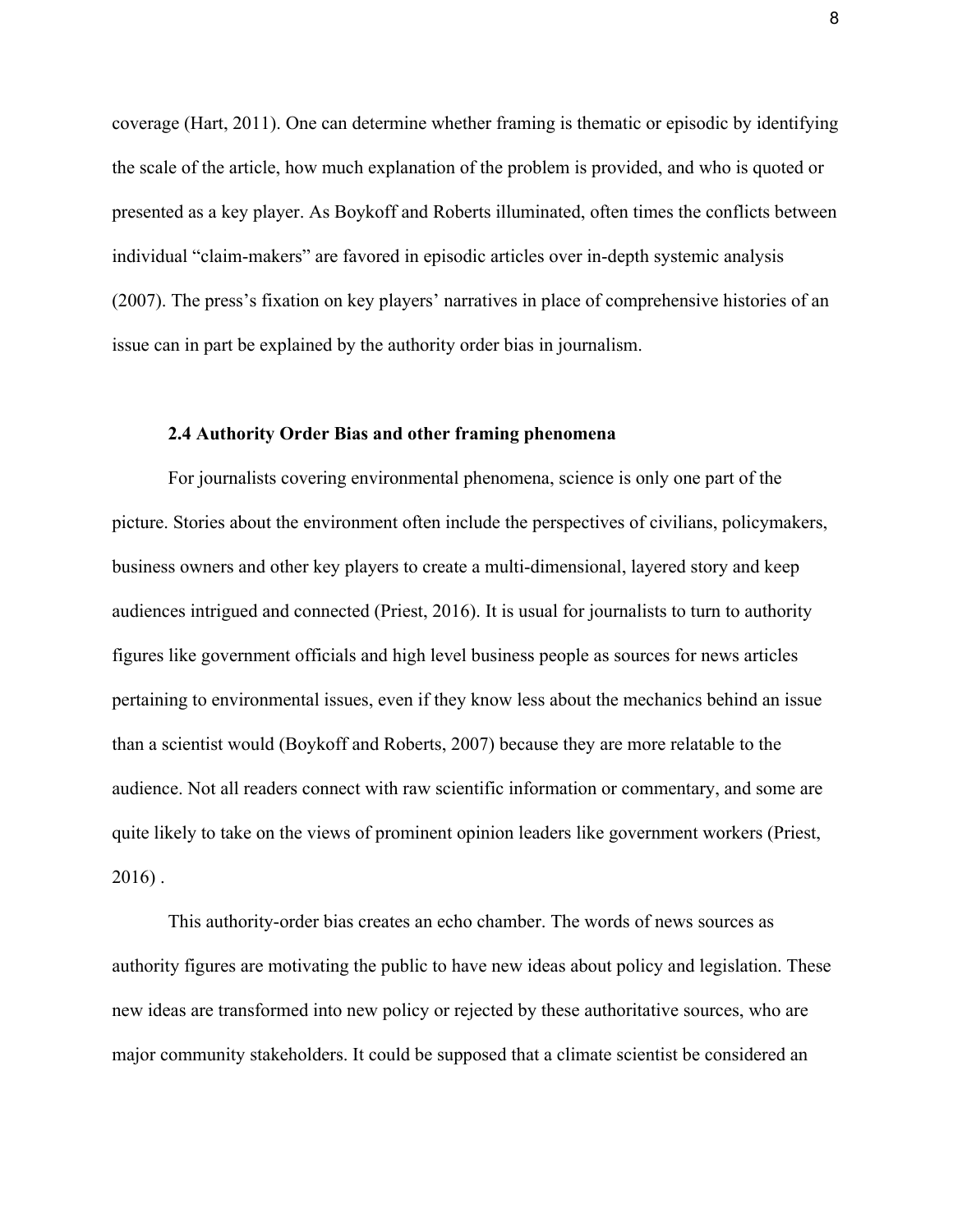coverage (Hart, 2011). One can determine whether framing is thematic or episodic by identifying the scale of the article, how much explanation of the problem is provided, and who is quoted or presented as a key player. As Boykoff and Roberts illuminated, often times the conflicts between individual "claim-makers" are favored in episodic articles over in-depth systemic analysis (2007). The press's fixation on key players' narratives in place of comprehensive histories of an issue can in part be explained by the authority order bias in journalism.

### 2.4 Authority Order Bias and other framing phenomena

For journalists covering environmental phenomena, science is only one part of the picture. Stories about the environment often include the perspectives of civilians, policymakers, business owners and other key players to create a multi-dimensional, layered story and keep audiences intrigued and connected (Priest, 2016). It is usual for journalists to turn to authority figures like government officials and high level business people as sources for news articles pertaining to environmental issues, even if they know less about the mechanics behind an issue than a scientist would (Boykoff and Roberts, 2007) because they are more relatable to the audience. Not all readers connect with raw scientific information or commentary, and some are quite likely to take on the views of prominent opinion leaders like government workers (Priest, 2016) .

This authority-order bias creates an echo chamber. The words of news sources as authority figures are motivating the public to have new ideas about policy and legislation. These new ideas are transformed into new policy or rejected by these authoritative sources, who are major community stakeholders. It could be supposed that a climate scientist be considered an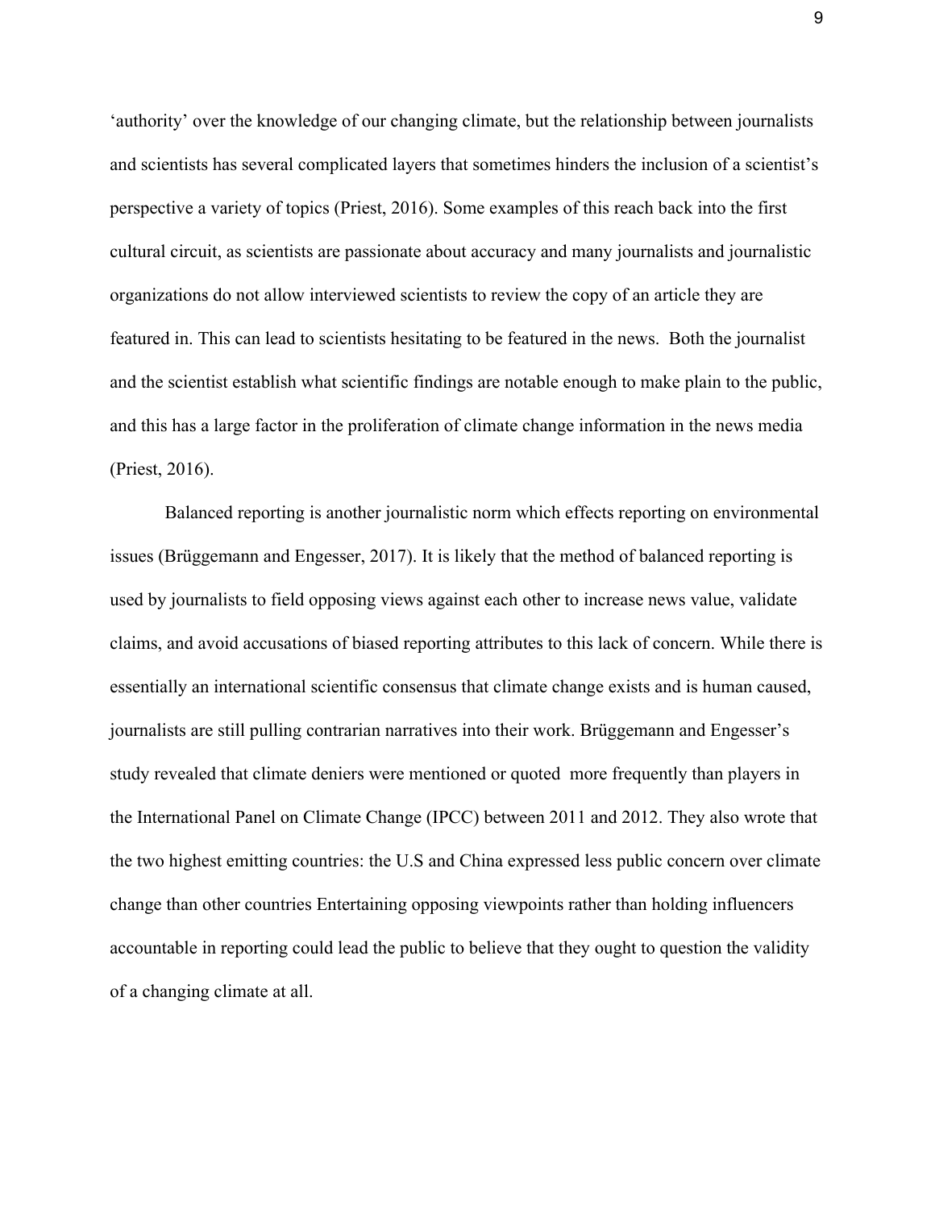‘authority’ over the knowledge of our changing climate, but the relationship between journalists and scientists has several complicated layers that sometimes hinders the inclusion of a scientist’s perspective a variety of topics (Priest, 2016). Some examples of this reach back into the first cultural circuit, as scientists are passionate about accuracy and many journalists and journalistic organizations do not allow interviewed scientists to review the copy of an article they are featured in. This can lead to scientists hesitating to be featured in the news. Both the journalist and the scientist establish what scientific findings are notable enough to make plain to the public, and this has a large factor in the proliferation of climate change information in the news media (Priest, 2016).

Balanced reporting is another journalistic norm which effects reporting on environmental issues (Brüggemann and Engesser, 2017). It is likely that the method of balanced reporting is used by journalists to field opposing views against each other to increase news value, validate claims, and avoid accusations of biased reporting attributes to this lack of concern. While there is essentially an international scientific consensus that climate change exists and is human caused, journalists are still pulling contrarian narratives into their work. Brüggemann and Engesser’s study revealed that climate deniers were mentioned or quoted more frequently than players in the International Panel on Climate Change (IPCC) between 2011 and 2012. They also wrote that the two highest emitting countries: the U.S and China expressed less public concern over climate change than other countries Entertaining opposing viewpoints rather than holding influencers accountable in reporting could lead the public to believe that they ought to question the validity of a changing climate at all.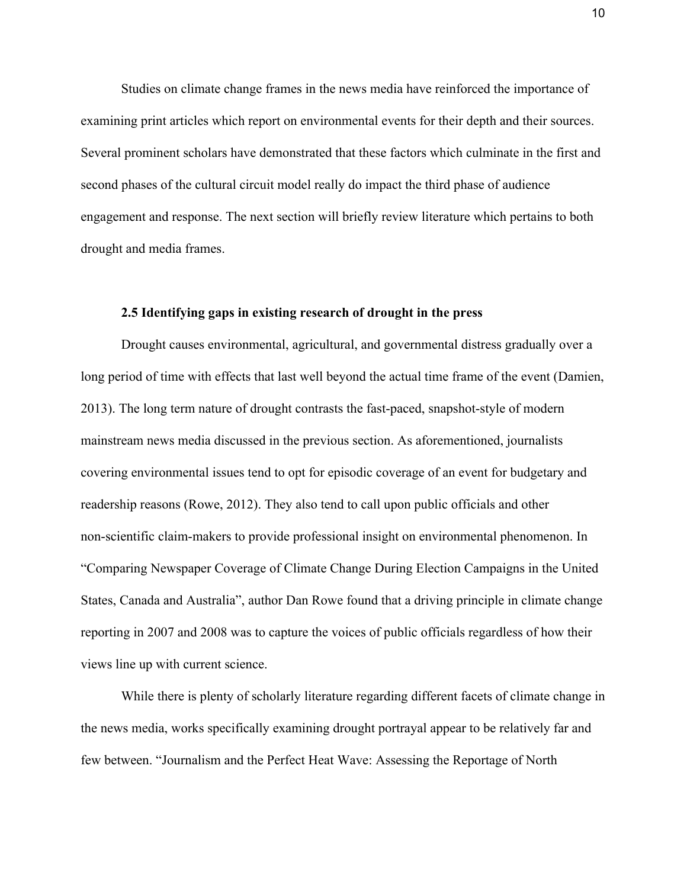Studies on climate change frames in the news media have reinforced the importance of examining print articles which report on environmental events for their depth and their sources. Several prominent scholars have demonstrated that these factors which culminate in the first and second phases of the cultural circuit model really do impact the third phase of audience engagement and response. The next section will briefly review literature which pertains to both drought and media frames.

### 2.5 Identifying gaps in existing research of drought in the press

Drought causes environmental, agricultural, and governmental distress gradually over a long period of time with effects that last well beyond the actual time frame of the event (Damien, 2013). The long term nature of drought contrasts the fast-paced, snapshot-style of modern mainstream news media discussed in the previous section. As aforementioned, journalists covering environmental issues tend to opt for episodic coverage of an event for budgetary and readership reasons (Rowe, 2012). They also tend to call upon public officials and other non-scientific claim-makers to provide professional insight on environmental phenomenon. In "Comparing Newspaper Coverage of Climate Change During Election Campaigns in the United States, Canada and Australia", author Dan Rowe found that a driving principle in climate change reporting in 2007 and 2008 was to capture the voices of public officials regardless of how their views line up with current science.

While there is plenty of scholarly literature regarding different facets of climate change in the news media, works specifically examining drought portrayal appear to be relatively far and few between. "Journalism and the Perfect Heat Wave: Assessing the Reportage of North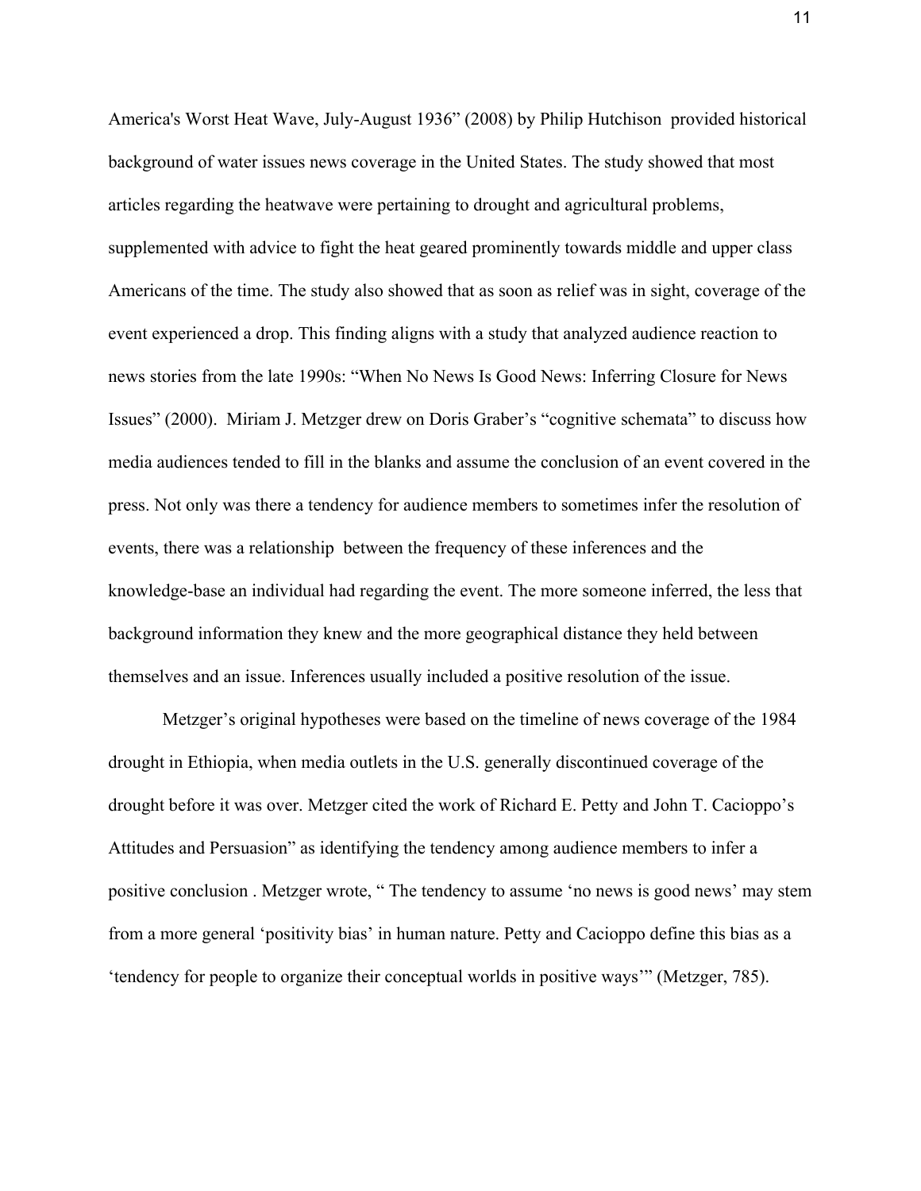America's Worst Heat Wave, July-August 1936" (2008) by Philip Hutchison provided historical background of water issues news coverage in the United States. The study showed that most articles regarding the heatwave were pertaining to drought and agricultural problems, supplemented with advice to fight the heat geared prominently towards middle and upper class Americans of the time. The study also showed that as soon as relief was in sight, coverage of the event experienced a drop. This finding aligns with a study that analyzed audience reaction to news stories from the late 1990s: "When No News Is Good News: Inferring Closure for News Issues" (2000). Miriam J. Metzger drew on Doris Graber's "cognitive schemata" to discuss how media audiences tended to fill in the blanks and assume the conclusion of an event covered in the press. Not only was there a tendency for audience members to sometimes infer the resolution of events, there was a relationship between the frequency of these inferences and the knowledge-base an individual had regarding the event. The more someone inferred, the less that background information they knew and the more geographical distance they held between themselves and an issue. Inferences usually included a positive resolution of the issue.

Metzger's original hypotheses were based on the timeline of news coverage of the 1984 drought in Ethiopia, when media outlets in the U.S. generally discontinued coverage of the drought before it was over. Metzger cited the work of Richard E. Petty and John T. Cacioppo's Attitudes and Persuasion" as identifying the tendency among audience members to infer a positive conclusion . Metzger wrote, " The tendency to assume 'no news is good news' may stem from a more general 'positivity bias' in human nature. Petty and Cacioppo define this bias as a 'tendency for people to organize their conceptual worlds in positive ways'" (Metzger, 785).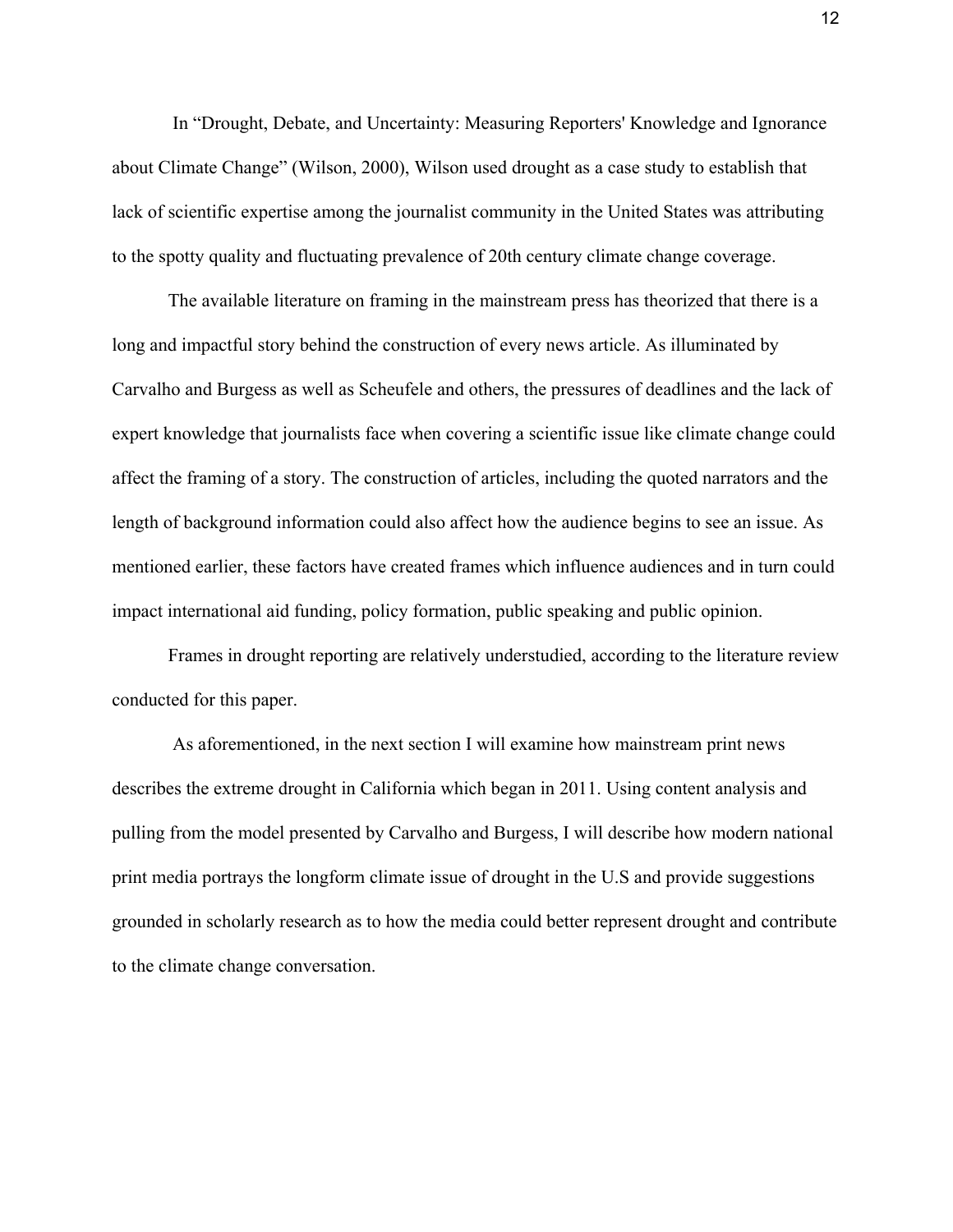In "Drought, Debate, and Uncertainty: Measuring Reporters' Knowledge and Ignorance about Climate Change" (Wilson, 2000), Wilson used drought as a case study to establish that lack of scientific expertise among the journalist community in the United States was attributing to the spotty quality and fluctuating prevalence of 20th century climate change coverage.

The available literature on framing in the mainstream press has theorized that there is a long and impactful story behind the construction of every news article. As illuminated by Carvalho and Burgess as well as Scheufele and others, the pressures of deadlines and the lack of expert knowledge that journalists face when covering a scientific issue like climate change could affect the framing of a story. The construction of articles, including the quoted narrators and the length of background information could also affect how the audience begins to see an issue. As mentioned earlier, these factors have created frames which influence audiences and in turn could impact international aid funding, policy formation, public speaking and public opinion.

Frames in drought reporting are relatively understudied, according to the literature review conducted for this paper.

As aforementioned, in the next section I will examine how mainstream print news describes the extreme drought in California which began in 2011. Using content analysis and pulling from the model presented by Carvalho and Burgess, I will describe how modern national print media portrays the longform climate issue of drought in the U.S and provide suggestions grounded in scholarly research as to how the media could better represent drought and contribute to the climate change conversation.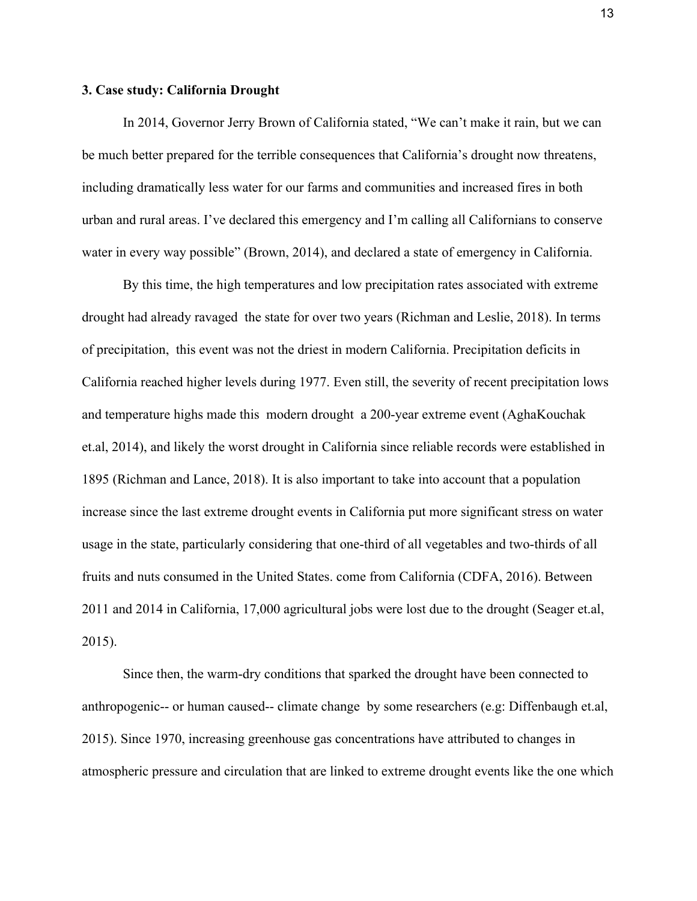### 3. Case study: California Drought

In 2014, Governor Jerry Brown of California stated, "We can't make it rain, but we can be much better prepared for the terrible consequences that California's drought now threatens, including dramatically less water for our farms and communities and increased fires in both urban and rural areas. I've declared this emergency and I'm calling all Californians to conserve water in every way possible" (Brown, 2014), and declared a state of emergency in California.

By this time, the high temperatures and low precipitation rates associated with extreme drought had already ravaged the state for over two years (Richman and Leslie, 2018). In terms of precipitation, this event was not the driest in modern California. Precipitation deficits in California reached higher levels during 1977. Even still, the severity of recent precipitation lows and temperature highs made this modern drought a 200-year extreme event (AghaKouchak et.al, 2014), and likely the worst drought in California since reliable records were established in 1895 (Richman and Lance, 2018). It is also important to take into account that a population increase since the last extreme drought events in California put more significant stress on water usage in the state, particularly considering that one-third of all vegetables and two-thirds of all fruits and nuts consumed in the United States. come from California (CDFA, 2016). Between 2011 and 2014 in California, 17,000 agricultural jobs were lost due to the drought (Seager et.al, 2015).

Since then, the warm-dry conditions that sparked the drought have been connected to anthropogenic-- or human caused-- climate change by some researchers (e.g: Diffenbaugh et.al, 2015). Since 1970, increasing greenhouse gas concentrations have attributed to changes in atmospheric pressure and circulation that are linked to extreme drought events like the one which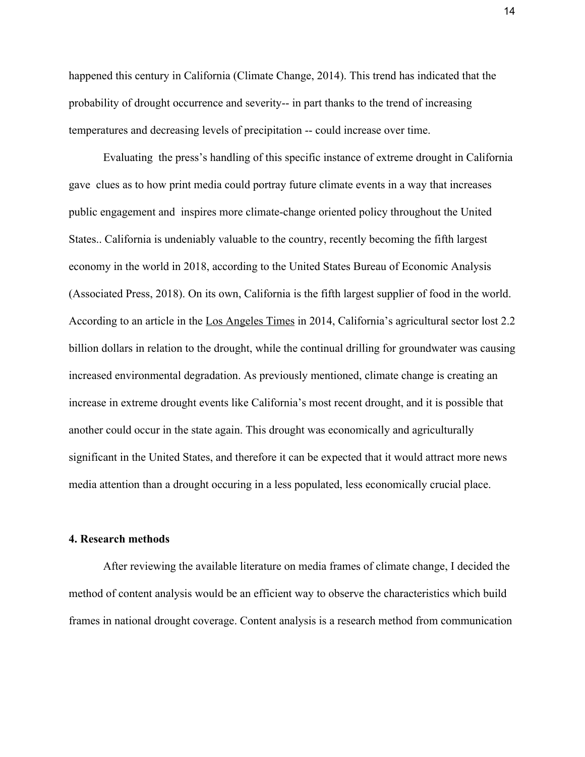happened this century in California (Climate Change, 2014). This trend has indicated that the probability of drought occurrence and severity-- in part thanks to the trend of increasing temperatures and decreasing levels of precipitation -- could increase over time.

Evaluating the press's handling of this specific instance of extreme drought in California gave clues as to how print media could portray future climate events in a way that increases public engagement and inspires more climate-change oriented policy throughout the United States.. California is undeniably valuable to the country, recently becoming the fifth largest economy in the world in 2018, according to the United States Bureau of Economic Analysis (Associated Press, 2018). On its own, California is the fifth largest supplier of food in the world. According to an article in the Los Angeles Times in 2014, California's agricultural sector lost 2.2 billion dollars in relation to the drought, while the continual drilling for groundwater was causing increased environmental degradation. As previously mentioned, climate change is creating an increase in extreme drought events like California's most recent drought, and it is possible that another could occur in the state again. This drought was economically and agriculturally significant in the United States, and therefore it can be expected that it would attract more news media attention than a drought occuring in a less populated, less economically crucial place.

## 4. Research methods

After reviewing the available literature on media frames of climate change, I decided the method of content analysis would be an efficient way to observe the characteristics which build frames in national drought coverage. Content analysis is a research method from communication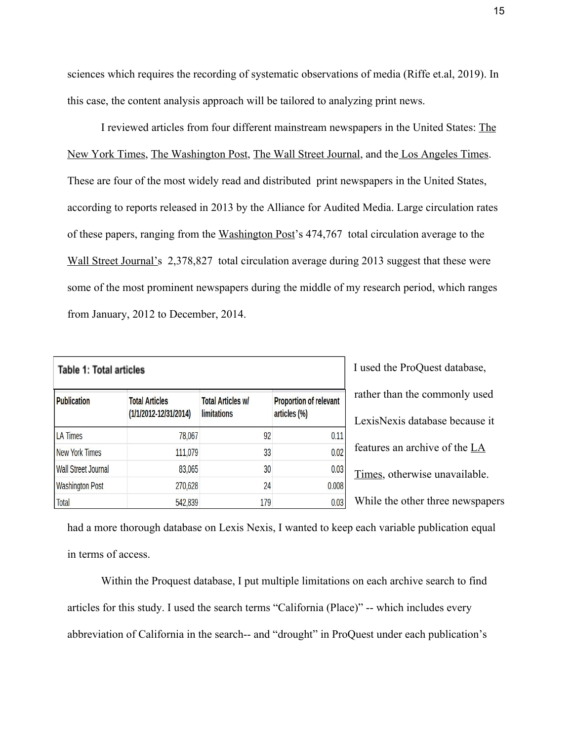sciences which requires the recording of systematic observations of media (Riffe et.al, 2019). In this case, the content analysis approach will be tailored to analyzing print news.

I reviewed articles from four different mainstream newspapers in the United States: The New York Times, The Washington Post, The Wall Street Journal, and the Los Angeles Times. These are four of the most widely read and distributed print newspapers in the United States, according to reports released in 2013 by the Alliance for Audited Media. Large circulation rates of these papers, ranging from the Washington Post's 474,767 total circulation average to the Wall Street Journal's 2,378,827 total circulation average during 2013 suggest that these were some of the most prominent newspapers during the middle of my research period, which ranges from January, 2012 to December, 2014.

**Table 1: Total articles**

| Publication | Total Articles (1/1/2012-12/31/2014) | Total Articles w/ limitations | Proportion of relevant articles (%) |
|---|---|---|---|
| LA Times | 78,067 | 92 | 0.11 |
| New York Times | 111,079 | 33 | 0.02 |
| Wall Street Journal | 83,065 | 30 | 0.03 |
| Washington Post | 270,628 | 24 | 0.008 |
| Total | 542,839 | 179 | 0.03 |

I used the ProQuest database, rather than the commonly used LexisNexis database because it features an archive of the LA Times, otherwise unavailable. While the other three newspapers had a more thorough database on Lexis Nexis, I wanted to keep each variable publication equal in terms of access.

Within the Proquest database, I put multiple limitations on each archive search to find articles for this study. I used the search terms "California (Place)" -- which includes every abbreviation of California in the search-- and "drought" in ProQuest under each publication's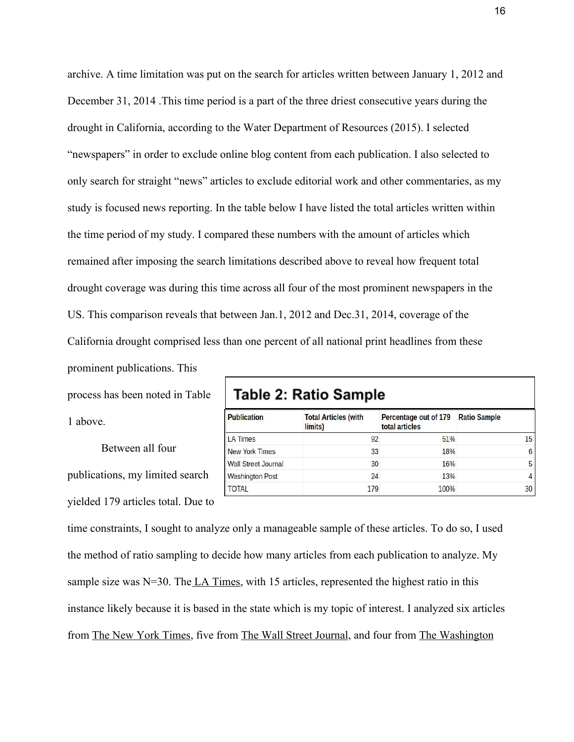archive. A time limitation was put on the search for articles written between January 1, 2012 and December 31, 2014 .This time period is a part of the three driest consecutive years during the drought in California, according to the Water Department of Resources (2015). I selected "newspapers" in order to exclude online blog content from each publication. I also selected to only search for straight "news" articles to exclude editorial work and other commentaries, as my study is focused news reporting. In the table below I have listed the total articles written within the time period of my study. I compared these numbers with the amount of articles which remained after imposing the search limitations described above to reveal how frequent total drought coverage was during this time across all four of the most prominent newspapers in the US. This comparison reveals that between Jan.1, 2012 and Dec.31, 2014, coverage of the California drought comprised less than one percent of all national print headlines from these prominent publications. This process has been noted in Table 1 above.

**Table 2: Ratio Sample**

| Publication | Total Articles (with limits) | Percentage out of 179 total articles | Ratio Sample |
|---|---|---|---|
| LA Times | 92 | 51% | 15 |
| New York Times | 33 | 18% | 6 |
| Wall Street Journal | 30 | 16% | 5 |
| Washington Post | 24 | 13% | 4 |
| TOTAL | 179 | 100% | 30 |

Between all four publications, my limited search yielded 179 articles total. Due to time constraints, I sought to analyze only a manageable sample of these articles. To do so, I used the method of ratio sampling to decide how many articles from each publication to analyze. My sample size was N=30. The LA Times, with 15 articles, represented the highest ratio in this instance likely because it is based in the state which is my topic of interest. I analyzed six articles from The New York Times, five from The Wall Street Journal, and four from The Washington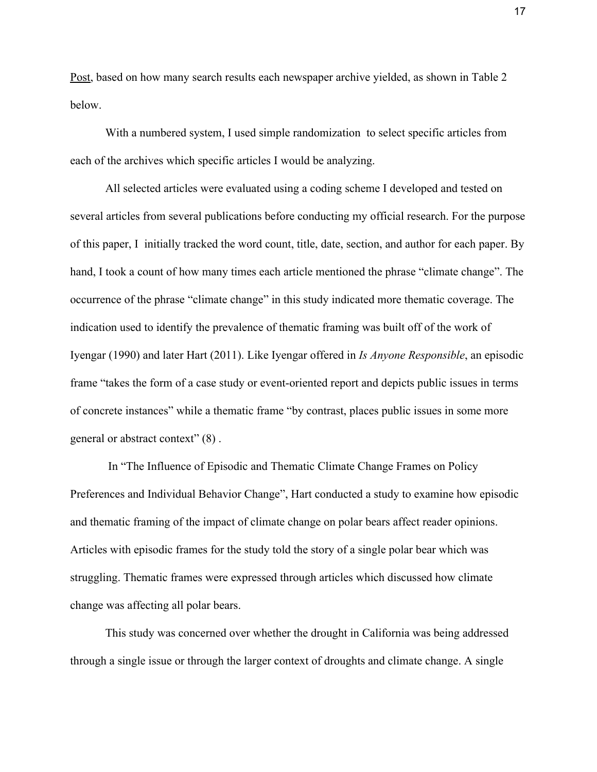Post, based on how many search results each newspaper archive yielded, as shown in Table 2 below.

With a numbered system, I used simple randomization  to select specific articles from each of the archives which specific articles I would be analyzing.

All selected articles were evaluated using a coding scheme I developed and tested on several articles from several publications before conducting my official research. For the purpose of this paper, I  initially tracked the word count, title, date, section, and author for each paper. By hand, I took a count of how many times each article mentioned the phrase “climate change”. The occurrence of the phrase “climate change” in this study indicated more thematic coverage. The indication used to identify the prevalence of thematic framing was built off of the work of Iyengar (1990) and later Hart (2011). Like Iyengar offered in *Is Anyone Responsible*, an episodic frame “takes the form of a case study or event-oriented report and depicts public issues in terms of concrete instances” while a thematic frame “by contrast, places public issues in some more general or abstract context” (8) .

In “The Influence of Episodic and Thematic Climate Change Frames on Policy Preferences and Individual Behavior Change”, Hart conducted a study to examine how episodic and thematic framing of the impact of climate change on polar bears affect reader opinions. Articles with episodic frames for the study told the story of a single polar bear which was struggling. Thematic frames were expressed through articles which discussed how climate change was affecting all polar bears.

This study was concerned over whether the drought in California was being addressed through a single issue or through the larger context of droughts and climate change. A single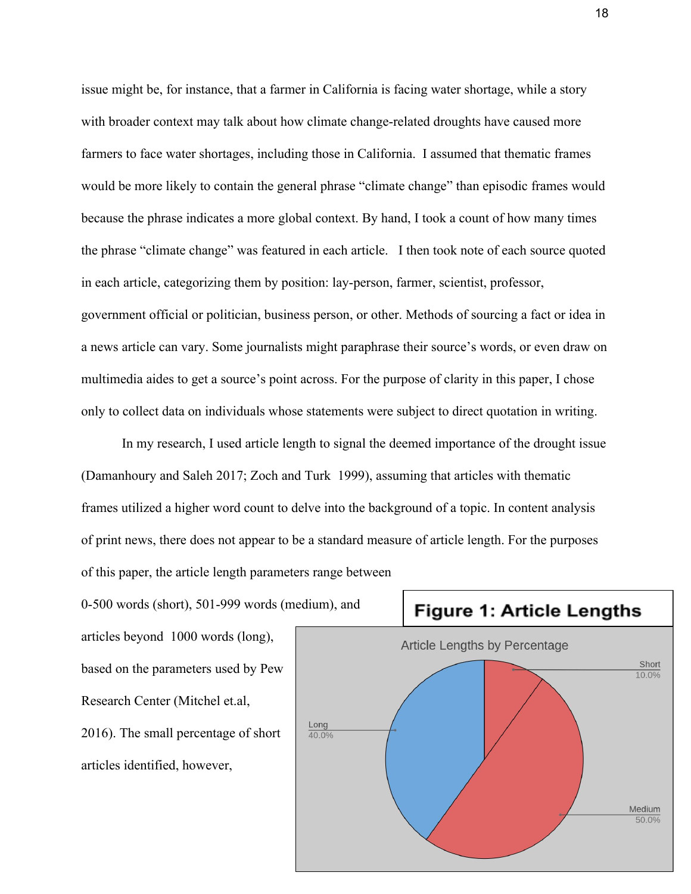issue might be, for instance, that a farmer in California is facing water shortage, while a story with broader context may talk about how climate change-related droughts have caused more farmers to face water shortages, including those in California. I assumed that thematic frames would be more likely to contain the general phrase "climate change" than episodic frames would because the phrase indicates a more global context. By hand, I took a count of how many times the phrase "climate change" was featured in each article. I then took note of each source quoted in each article, categorizing them by position: lay-person, farmer, scientist, professor, government official or politician, business person, or other. Methods of sourcing a fact or idea in a news article can vary. Some journalists might paraphrase their source's words, or even draw on multimedia aides to get a source's point across. For the purpose of clarity in this paper, I chose only to collect data on individuals whose statements were subject to direct quotation in writing.

In my research, I used article length to signal the deemed importance of the drought issue (Damanhoury and Saleh 2017; Zoch and Turk 1999), assuming that articles with thematic frames utilized a higher word count to delve into the background of a topic. In content analysis of print news, there does not appear to be a standard measure of article length. For the purposes of this paper, the article length parameters range between 0-500 words (short), 501-999 words (medium), and articles beyond 1000 words (long), based on the parameters used by Pew Research Center (Mitchel et.al, 2016). The small percentage of short articles identified, however,

**Figure 1: Article Lengths**

Article Lengths by Percentage

Short 10.0%

Long 40.0%

Medium 50.0%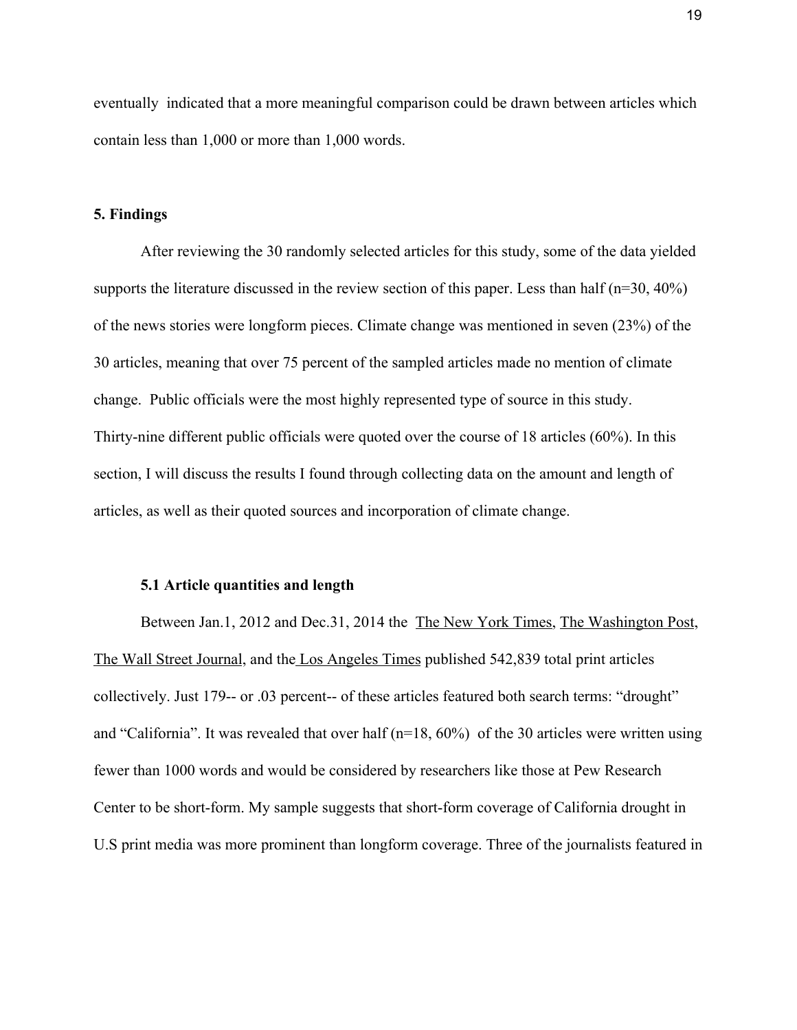eventually indicated that a more meaningful comparison could be drawn between articles which contain less than 1,000 or more than 1,000 words.

## 5. Findings

After reviewing the 30 randomly selected articles for this study, some of the data yielded supports the literature discussed in the review section of this paper. Less than half (n=30, 40%) of the news stories were longform pieces. Climate change was mentioned in seven (23%) of the 30 articles, meaning that over 75 percent of the sampled articles made no mention of climate change. Public officials were the most highly represented type of source in this study. Thirty-nine different public officials were quoted over the course of 18 articles (60%). In this section, I will discuss the results I found through collecting data on the amount and length of articles, as well as their quoted sources and incorporation of climate change.

### 5.1 Article quantities and length

Between Jan.1, 2012 and Dec.31, 2014 the The New York Times, The Washington Post, The Wall Street Journal, and the Los Angeles Times published 542,839 total print articles collectively. Just 179-- or .03 percent-- of these articles featured both search terms: "drought" and "California". It was revealed that over half (n=18, 60%) of the 30 articles were written using fewer than 1000 words and would be considered by researchers like those at Pew Research Center to be short-form. My sample suggests that short-form coverage of California drought in U.S print media was more prominent than longform coverage. Three of the journalists featured in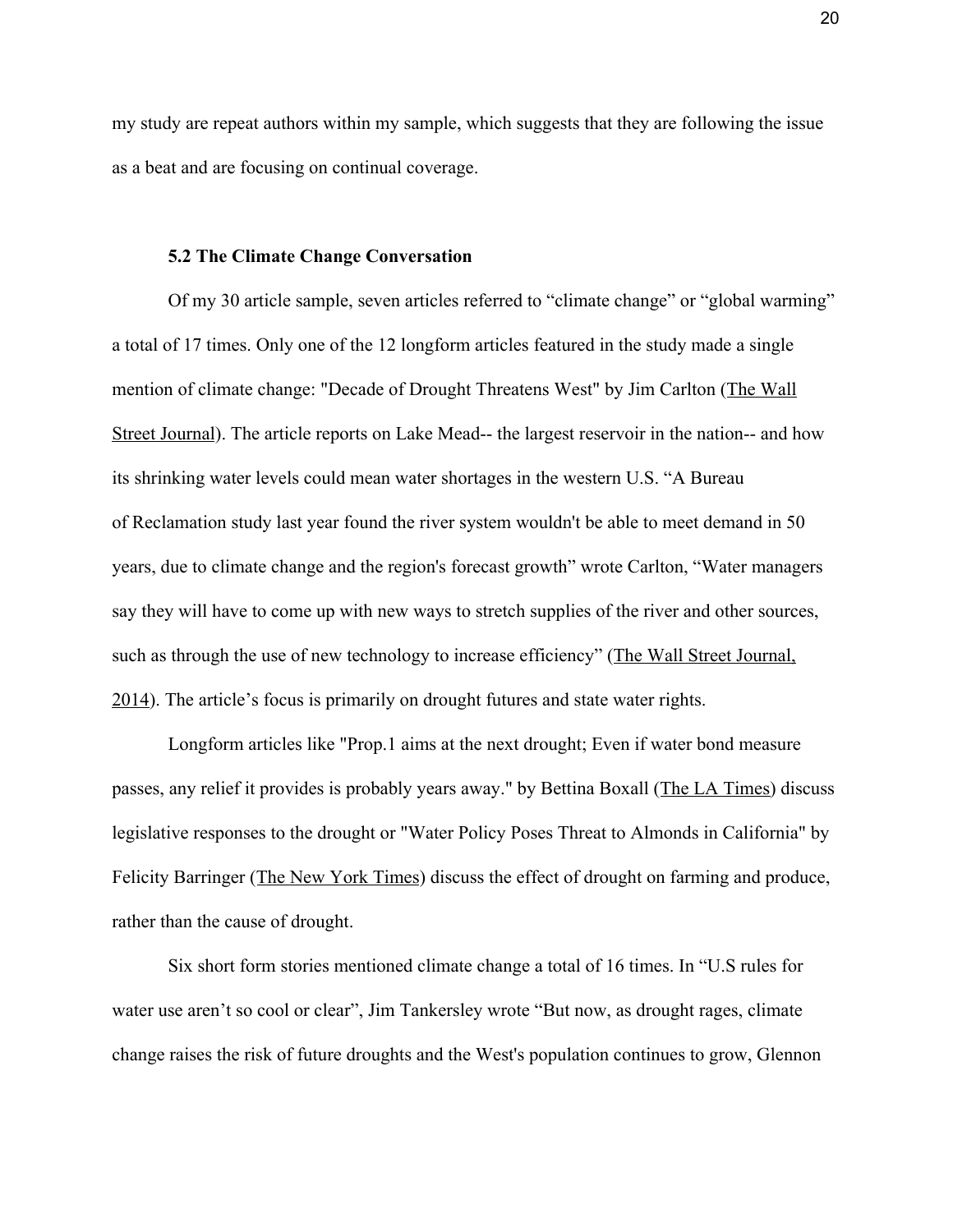my study are repeat authors within my sample, which suggests that they are following the issue as a beat and are focusing on continual coverage.

### 5.2 The Climate Change Conversation

Of my 30 article sample, seven articles referred to "climate change" or "global warming" a total of 17 times. Only one of the 12 longform articles featured in the study made a single mention of climate change: "Decade of Drought Threatens West" by Jim Carlton (The Wall Street Journal). The article reports on Lake Mead-- the largest reservoir in the nation-- and how its shrinking water levels could mean water shortages in the western U.S. "A Bureau of Reclamation study last year found the river system wouldn't be able to meet demand in 50 years, due to climate change and the region's forecast growth" wrote Carlton, "Water managers say they will have to come up with new ways to stretch supplies of the river and other sources, such as through the use of new technology to increase efficiency" (The Wall Street Journal, 2014). The article's focus is primarily on drought futures and state water rights.

Longform articles like "Prop.1 aims at the next drought; Even if water bond measure passes, any relief it provides is probably years away." by Bettina Boxall (The LA Times) discuss legislative responses to the drought or "Water Policy Poses Threat to Almonds in California" by Felicity Barringer (The New York Times) discuss the effect of drought on farming and produce, rather than the cause of drought.

Six short form stories mentioned climate change a total of 16 times. In "U.S rules for water use aren't so cool or clear", Jim Tankersley wrote "But now, as drought rages, climate change raises the risk of future droughts and the West's population continues to grow, Glennon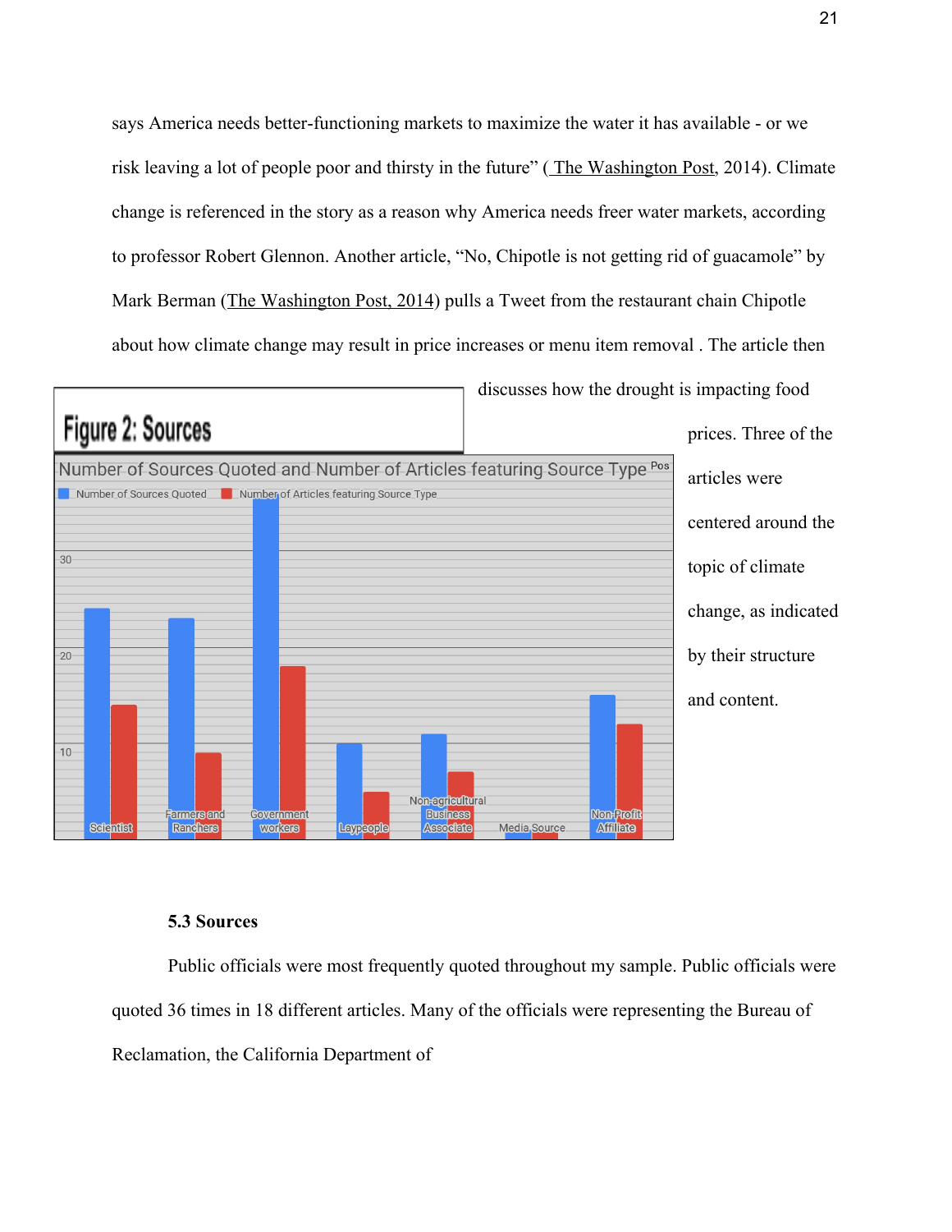says America needs better-functioning markets to maximize the water it has available - or we risk leaving a lot of people poor and thirsty in the future" ( The Washington Post, 2014). Climate change is referenced in the story as a reason why America needs freer water markets, according to professor Robert Glennon. Another article, "No, Chipotle is not getting rid of guacamole" by Mark Berman (The Washington Post, 2014) pulls a Tweet from the restaurant chain Chipotle about how climate change may result in price increases or menu item removal . The article then discusses how the drought is impacting food prices. Three of the articles were centered around the topic of climate change, as indicated by their structure and content.

**Figure 2: Sources**

Number of Sources Quoted and Number of Articles featuring Source Type

| Source Type | Number of Sources Quoted | Number of Articles featuring Source Type |
| --- | --- | --- |
| Scientist | 24 | 14 |
| Farmers and Ranchers | 23 | 9 |
| Government workers | 36 | 18 |
| Laypeople | 10 | 5 |
| Non-agricultural Business Associate | 11 | 7 |
| Media Source | 1 | 1 |
| Non-Profit Affiliate | 15 | 12 |

### 5.3 Sources

Public officials were most frequently quoted throughout my sample. Public officials were quoted 36 times in 18 different articles. Many of the officials were representing the Bureau of Reclamation, the California Department of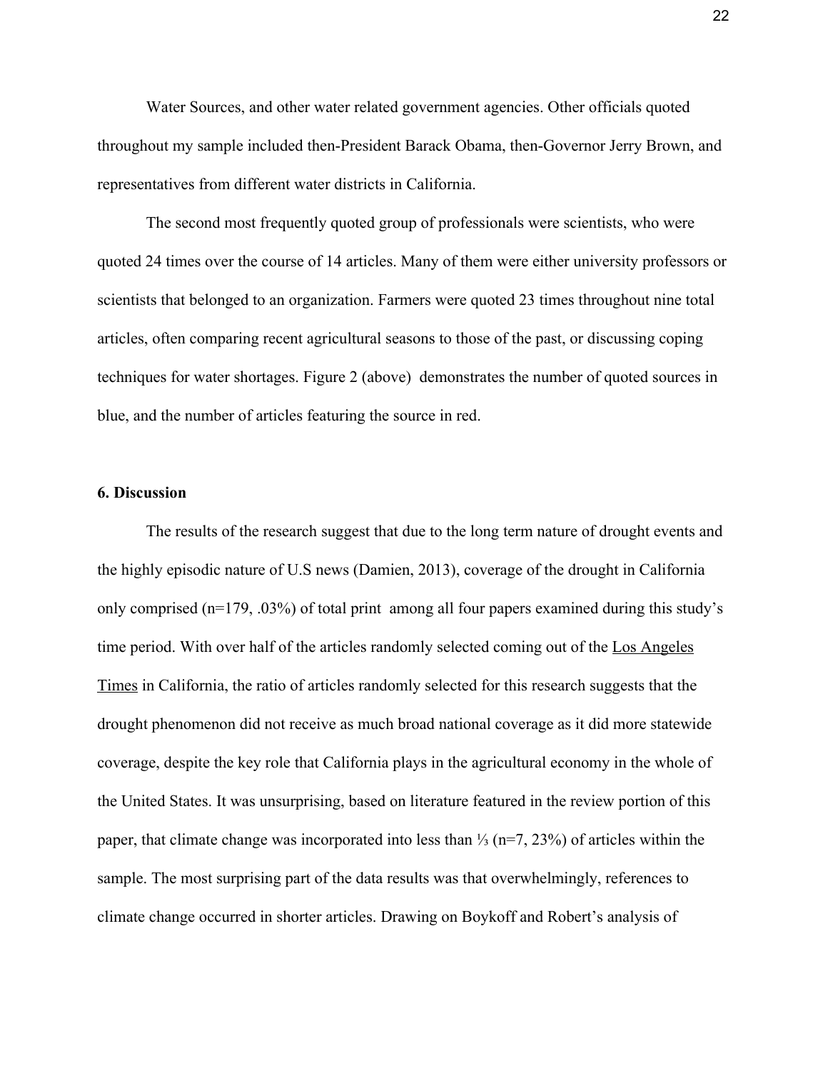Water Sources, and other water related government agencies. Other officials quoted throughout my sample included then-President Barack Obama, then-Governor Jerry Brown, and representatives from different water districts in California.

The second most frequently quoted group of professionals were scientists, who were quoted 24 times over the course of 14 articles. Many of them were either university professors or scientists that belonged to an organization. Farmers were quoted 23 times throughout nine total articles, often comparing recent agricultural seasons to those of the past, or discussing coping techniques for water shortages. Figure 2 (above) demonstrates the number of quoted sources in blue, and the number of articles featuring the source in red.

### 6. Discussion

The results of the research suggest that due to the long term nature of drought events and the highly episodic nature of U.S news (Damien, 2013), coverage of the drought in California only comprised (n=179, .03%) of total print among all four papers examined during this study's time period. With over half of the articles randomly selected coming out of the Los Angeles Times in California, the ratio of articles randomly selected for this research suggests that the drought phenomenon did not receive as much broad national coverage as it did more statewide coverage, despite the key role that California plays in the agricultural economy in the whole of the United States. It was unsurprising, based on literature featured in the review portion of this paper, that climate change was incorporated into less than ⅓ (n=7, 23%) of articles within the sample. The most surprising part of the data results was that overwhelmingly, references to climate change occurred in shorter articles. Drawing on Boykoff and Robert's analysis of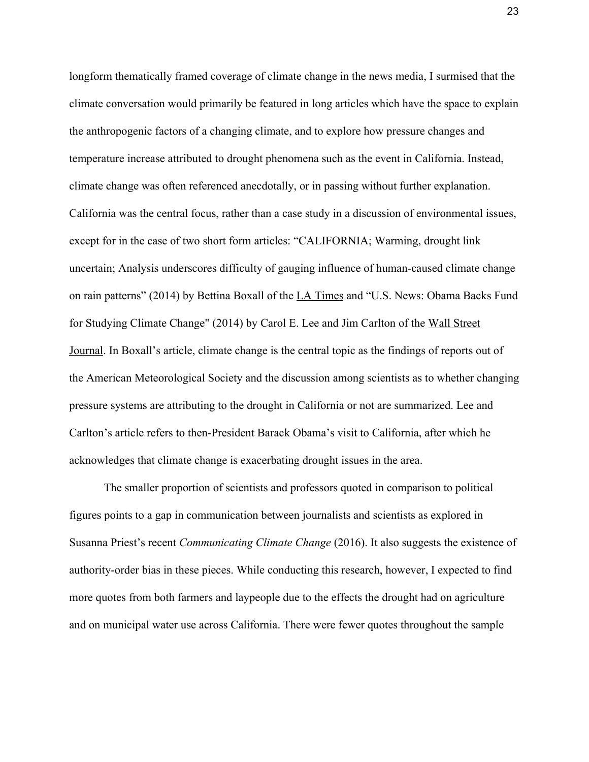longform thematically framed coverage of climate change in the news media, I surmised that the climate conversation would primarily be featured in long articles which have the space to explain the anthropogenic factors of a changing climate, and to explore how pressure changes and temperature increase attributed to drought phenomena such as the event in California. Instead, climate change was often referenced anecdotally, or in passing without further explanation. California was the central focus, rather than a case study in a discussion of environmental issues, except for in the case of two short form articles: "CALIFORNIA; Warming, drought link uncertain; Analysis underscores difficulty of gauging influence of human-caused climate change on rain patterns" (2014) by Bettina Boxall of the LA Times and "U.S. News: Obama Backs Fund for Studying Climate Change" (2014) by Carol E. Lee and Jim Carlton of the Wall Street Journal. In Boxall's article, climate change is the central topic as the findings of reports out of the American Meteorological Society and the discussion among scientists as to whether changing pressure systems are attributing to the drought in California or not are summarized. Lee and Carlton's article refers to then-President Barack Obama's visit to California, after which he acknowledges that climate change is exacerbating drought issues in the area.

The smaller proportion of scientists and professors quoted in comparison to political figures points to a gap in communication between journalists and scientists as explored in Susanna Priest's recent *Communicating Climate Change* (2016). It also suggests the existence of authority-order bias in these pieces. While conducting this research, however, I expected to find more quotes from both farmers and laypeople due to the effects the drought had on agriculture and on municipal water use across California. There were fewer quotes throughout the sample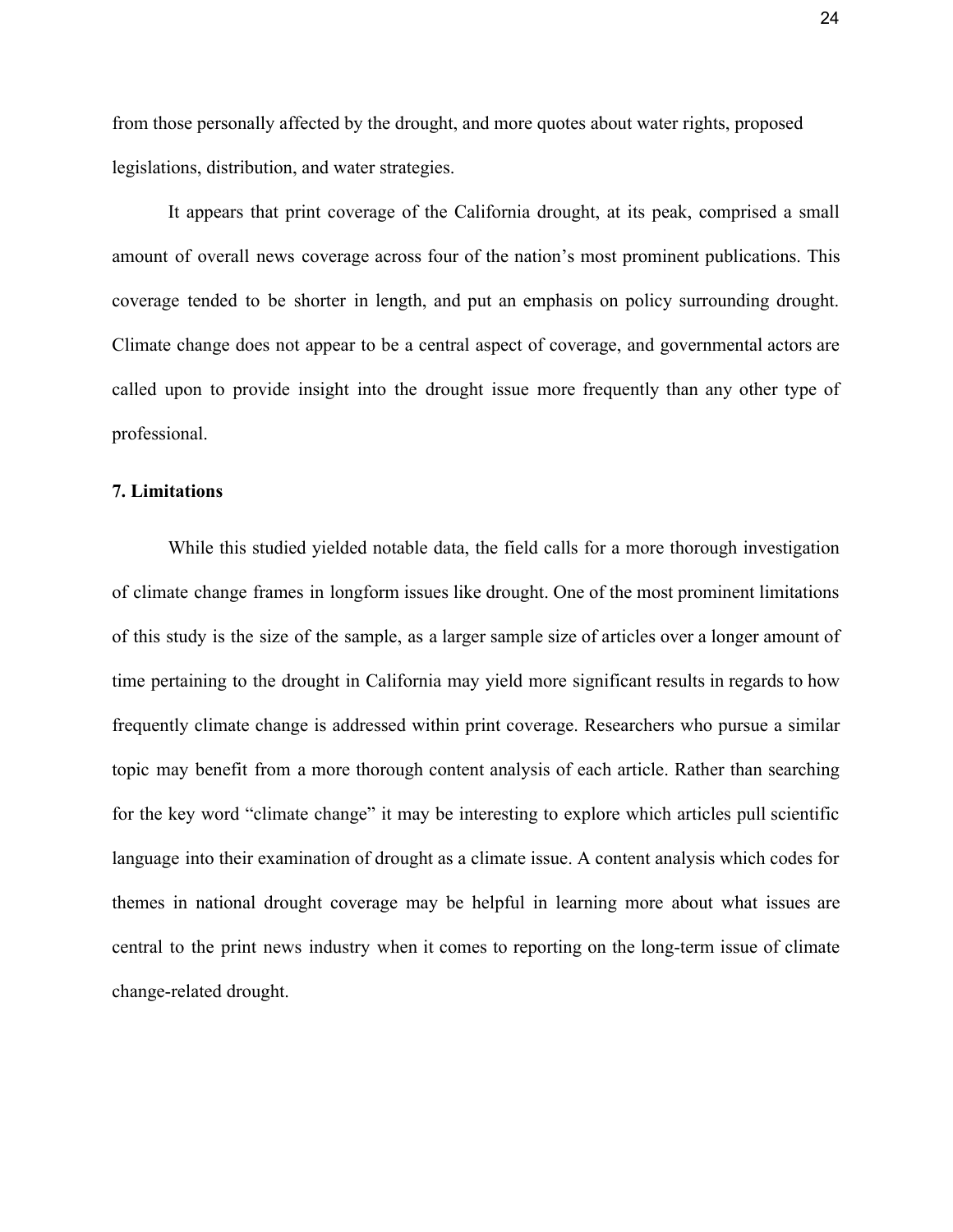from those personally affected by the drought, and more quotes about water rights, proposed legislations, distribution, and water strategies.

It appears that print coverage of the California drought, at its peak, comprised a small amount of overall news coverage across four of the nation's most prominent publications. This coverage tended to be shorter in length, and put an emphasis on policy surrounding drought. Climate change does not appear to be a central aspect of coverage, and governmental actors are called upon to provide insight into the drought issue more frequently than any other type of professional.

**7. Limitations**

While this studied yielded notable data, the field calls for a more thorough investigation of climate change frames in longform issues like drought. One of the most prominent limitations of this study is the size of the sample, as a larger sample size of articles over a longer amount of time pertaining to the drought in California may yield more significant results in regards to how frequently climate change is addressed within print coverage. Researchers who pursue a similar topic may benefit from a more thorough content analysis of each article. Rather than searching for the key word "climate change" it may be interesting to explore which articles pull scientific language into their examination of drought as a climate issue. A content analysis which codes for themes in national drought coverage may be helpful in learning more about what issues are central to the print news industry when it comes to reporting on the long-term issue of climate change-related drought.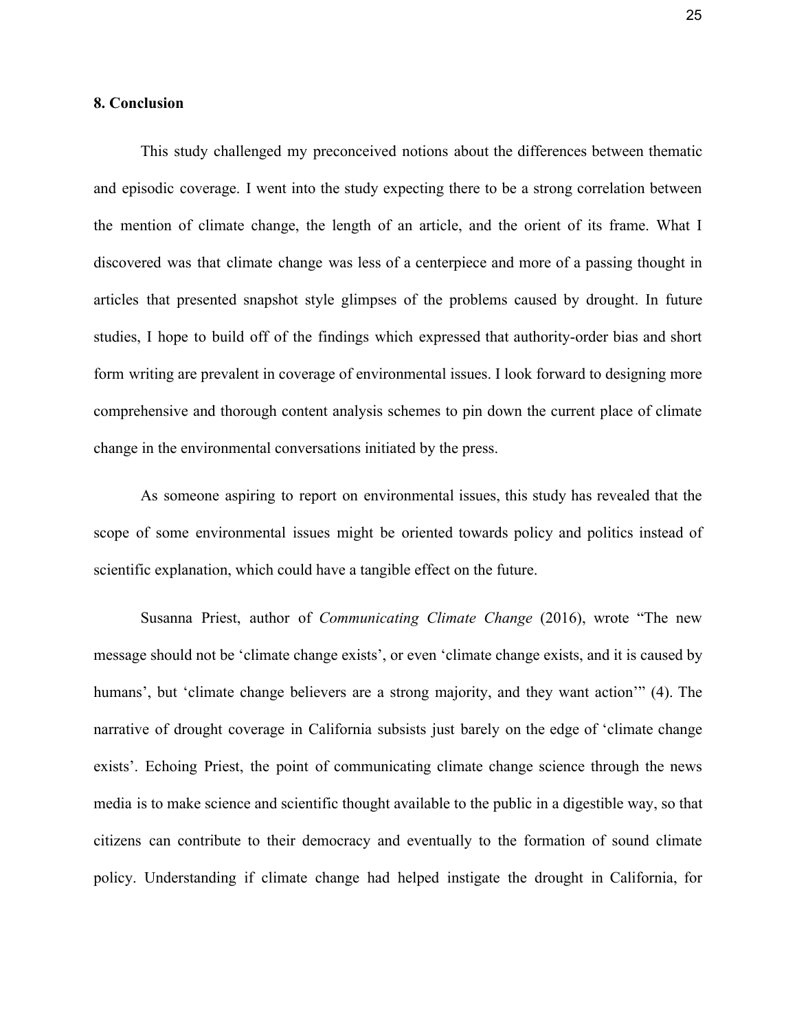## 8. Conclusion

This study challenged my preconceived notions about the differences between thematic and episodic coverage. I went into the study expecting there to be a strong correlation between the mention of climate change, the length of an article, and the orient of its frame. What I discovered was that climate change was less of a centerpiece and more of a passing thought in articles that presented snapshot style glimpses of the problems caused by drought. In future studies, I hope to build off of the findings which expressed that authority-order bias and short form writing are prevalent in coverage of environmental issues. I look forward to designing more comprehensive and thorough content analysis schemes to pin down the current place of climate change in the environmental conversations initiated by the press.

As someone aspiring to report on environmental issues, this study has revealed that the scope of some environmental issues might be oriented towards policy and politics instead of scientific explanation, which could have a tangible effect on the future.

Susanna Priest, author of *Communicating Climate Change* (2016), wrote "The new message should not be 'climate change exists', or even 'climate change exists, and it is caused by humans', but 'climate change believers are a strong majority, and they want action'" (4). The narrative of drought coverage in California subsists just barely on the edge of 'climate change exists'. Echoing Priest, the point of communicating climate change science through the news media is to make science and scientific thought available to the public in a digestible way, so that citizens can contribute to their democracy and eventually to the formation of sound climate policy. Understanding if climate change had helped instigate the drought in California, for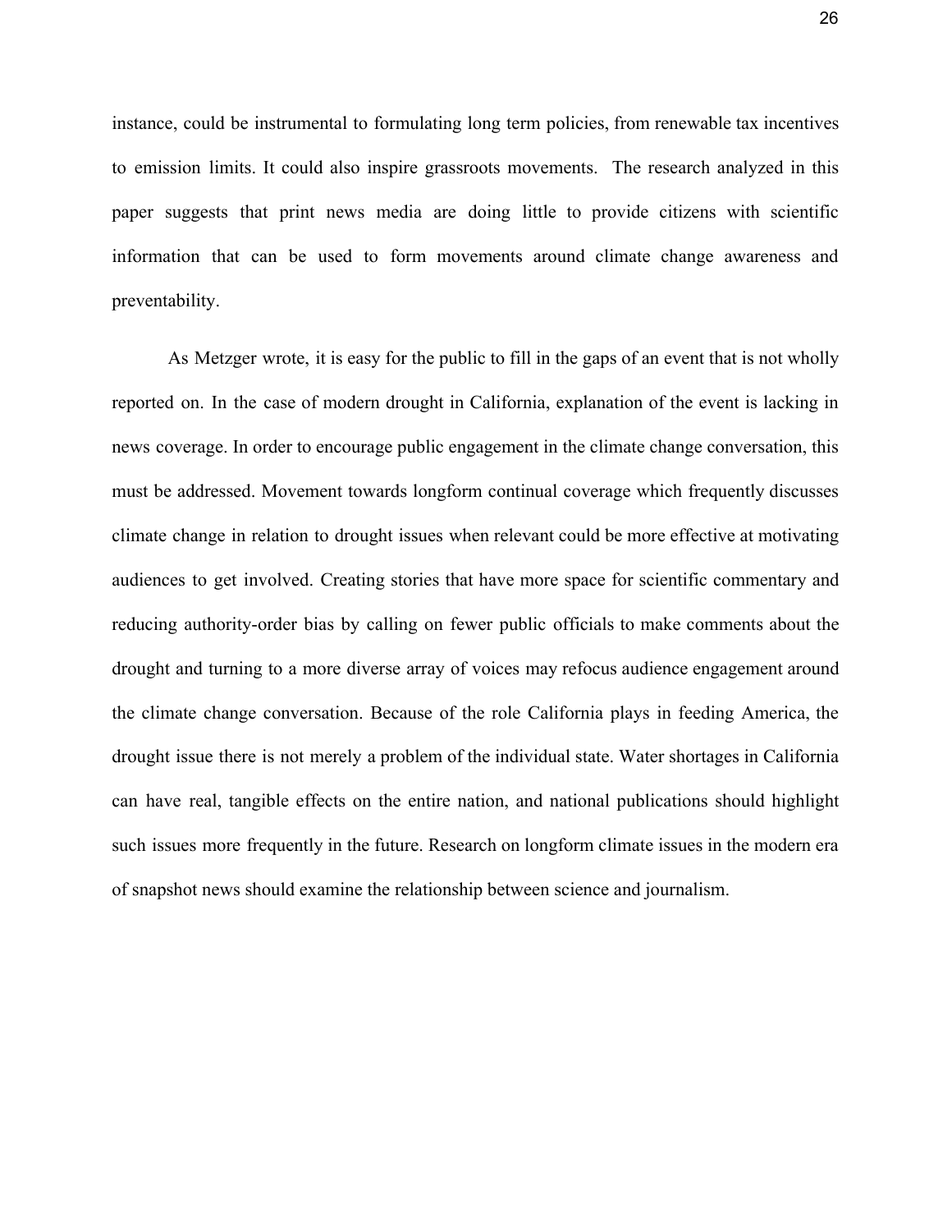instance, could be instrumental to formulating long term policies, from renewable tax incentives to emission limits. It could also inspire grassroots movements. The research analyzed in this paper suggests that print news media are doing little to provide citizens with scientific information that can be used to form movements around climate change awareness and preventability.

As Metzger wrote, it is easy for the public to fill in the gaps of an event that is not wholly reported on. In the case of modern drought in California, explanation of the event is lacking in news coverage. In order to encourage public engagement in the climate change conversation, this must be addressed. Movement towards longform continual coverage which frequently discusses climate change in relation to drought issues when relevant could be more effective at motivating audiences to get involved. Creating stories that have more space for scientific commentary and reducing authority-order bias by calling on fewer public officials to make comments about the drought and turning to a more diverse array of voices may refocus audience engagement around the climate change conversation. Because of the role California plays in feeding America, the drought issue there is not merely a problem of the individual state. Water shortages in California can have real, tangible effects on the entire nation, and national publications should highlight such issues more frequently in the future. Research on longform climate issues in the modern era of snapshot news should examine the relationship between science and journalism.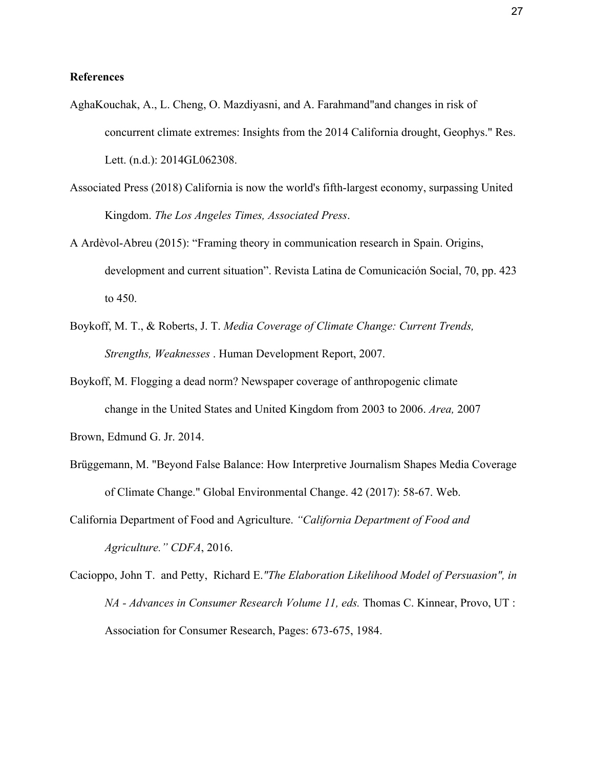**References**

AghaKouchak, A., L. Cheng, O. Mazdiyasni, and A. Farahmand"and changes in risk of concurrent climate extremes: Insights from the 2014 California drought, Geophys." Res. Lett. (n.d.): 2014GL062308.

Associated Press (2018) California is now the world's fifth-largest economy, surpassing United Kingdom. *The Los Angeles Times, Associated Press*.

A Ardèvol-Abreu (2015): “Framing theory in communication research in Spain. Origins, development and current situation”. Revista Latina de Comunicación Social, 70, pp. 423 to 450.

Boykoff, M. T., & Roberts, J. T. *Media Coverage of Climate Change: Current Trends, Strengths, Weaknesses* . Human Development Report, 2007.

Boykoff, M. Flogging a dead norm? Newspaper coverage of anthropogenic climate change in the United States and United Kingdom from 2003 to 2006. *Area,* 2007

Brown, Edmund G. Jr. 2014.

Brüggemann, M. "Beyond False Balance: How Interpretive Journalism Shapes Media Coverage of Climate Change." Global Environmental Change. 42 (2017): 58-67. Web.

California Department of Food and Agriculture. *“California Department of Food and Agriculture.” CDFA*, 2016.

Cacioppo, John T. and Petty, Richard E.*"The Elaboration Likelihood Model of Persuasion", in NA - Advances in Consumer Research Volume 11, eds.* Thomas C. Kinnear, Provo, UT : Association for Consumer Research, Pages: 673-675, 1984.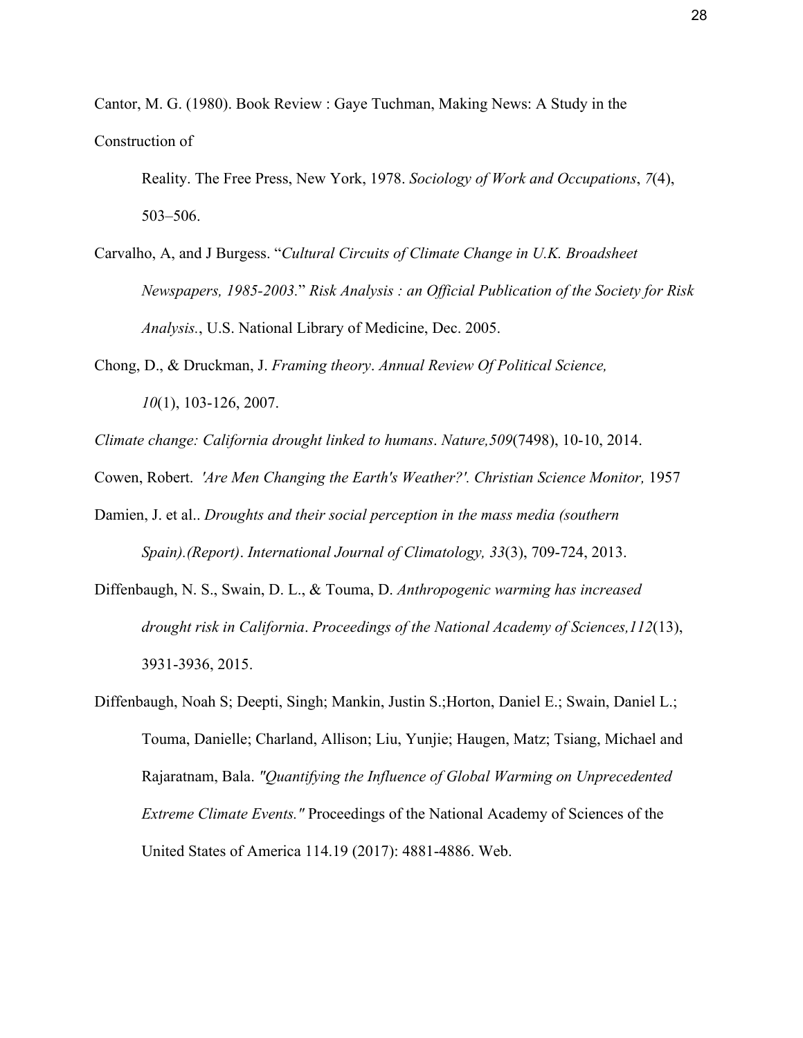Cantor, M. G. (1980). Book Review : Gaye Tuchman, Making News: A Study in the Construction of Reality. The Free Press, New York, 1978. *Sociology of Work and Occupations*, *7*(4), 503–506.

Carvalho, A, and J Burgess. "*Cultural Circuits of Climate Change in U.K. Broadsheet Newspapers, 1985-2003*." *Risk Analysis : an Official Publication of the Society for Risk Analysis.*, U.S. National Library of Medicine, Dec. 2005.

Chong, D., & Druckman, J. *Framing theory*. *Annual Review Of Political Science, 10*(1), 103-126, 2007.

*Climate change: California drought linked to humans*. *Nature,509*(7498), 10-10, 2014.

Cowen, Robert. *'Are Men Changing the Earth's Weather?'. Christian Science Monitor,* 1957

Damien, J. et al.. *Droughts and their social perception in the mass media (southern Spain).(Report)*. *International Journal of Climatology, 33*(3), 709-724, 2013.

Diffenbaugh, N. S., Swain, D. L., & Touma, D. *Anthropogenic warming has increased drought risk in California*. *Proceedings of the National Academy of Sciences,112*(13), 3931-3936, 2015.

Diffenbaugh, Noah S; Deepti, Singh; Mankin, Justin S.;Horton, Daniel E.; Swain, Daniel L.; Touma, Danielle; Charland, Allison; Liu, Yunjie; Haugen, Matz; Tsiang, Michael and Rajaratnam, Bala. *"Quantifying the Influence of Global Warming on Unprecedented Extreme Climate Events."* Proceedings of the National Academy of Sciences of the United States of America 114.19 (2017): 4881-4886. Web.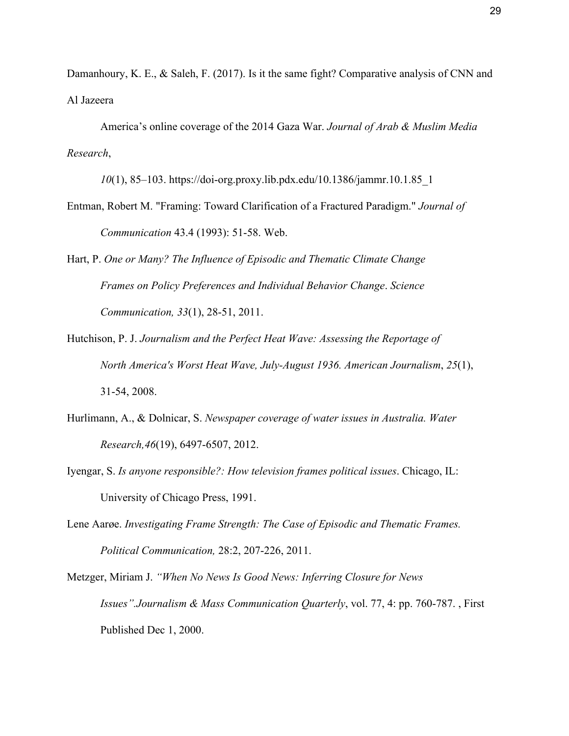Damanhoury, K. E., & Saleh, F. (2017). Is it the same fight? Comparative analysis of CNN and Al Jazeera America's online coverage of the 2014 Gaza War. *Journal of Arab & Muslim Media Research*, *10*(1), 85–103. https://doi-org.proxy.lib.pdx.edu/10.1386/jammr.10.1.85_1

Entman, Robert M. "Framing: Toward Clarification of a Fractured Paradigm." *Journal of Communication* 43.4 (1993): 51-58. Web.

Hart, P. *One or Many? The Influence of Episodic and Thematic Climate Change Frames on Policy Preferences and Individual Behavior Change*. *Science Communication, 33*(1), 28-51, 2011.

Hutchison, P. J. *Journalism and the Perfect Heat Wave: Assessing the Reportage of North America's Worst Heat Wave, July-August 1936. American Journalism*, *25*(1), 31-54, 2008.

Hurlimann, A., & Dolnicar, S. *Newspaper coverage of water issues in Australia. Water Research,46*(19), 6497-6507, 2012.

Iyengar, S. *Is anyone responsible?: How television frames political issues*. Chicago, IL: University of Chicago Press, 1991.

Lene Aarøe. *Investigating Frame Strength: The Case of Episodic and Thematic Frames. Political Communication,* 28:2, 207-226, 2011.

Metzger, Miriam J. *"When No News Is Good News: Inferring Closure for News Issues".Journalism & Mass Communication Quarterly*, vol. 77, 4: pp. 760-787. , First Published Dec 1, 2000.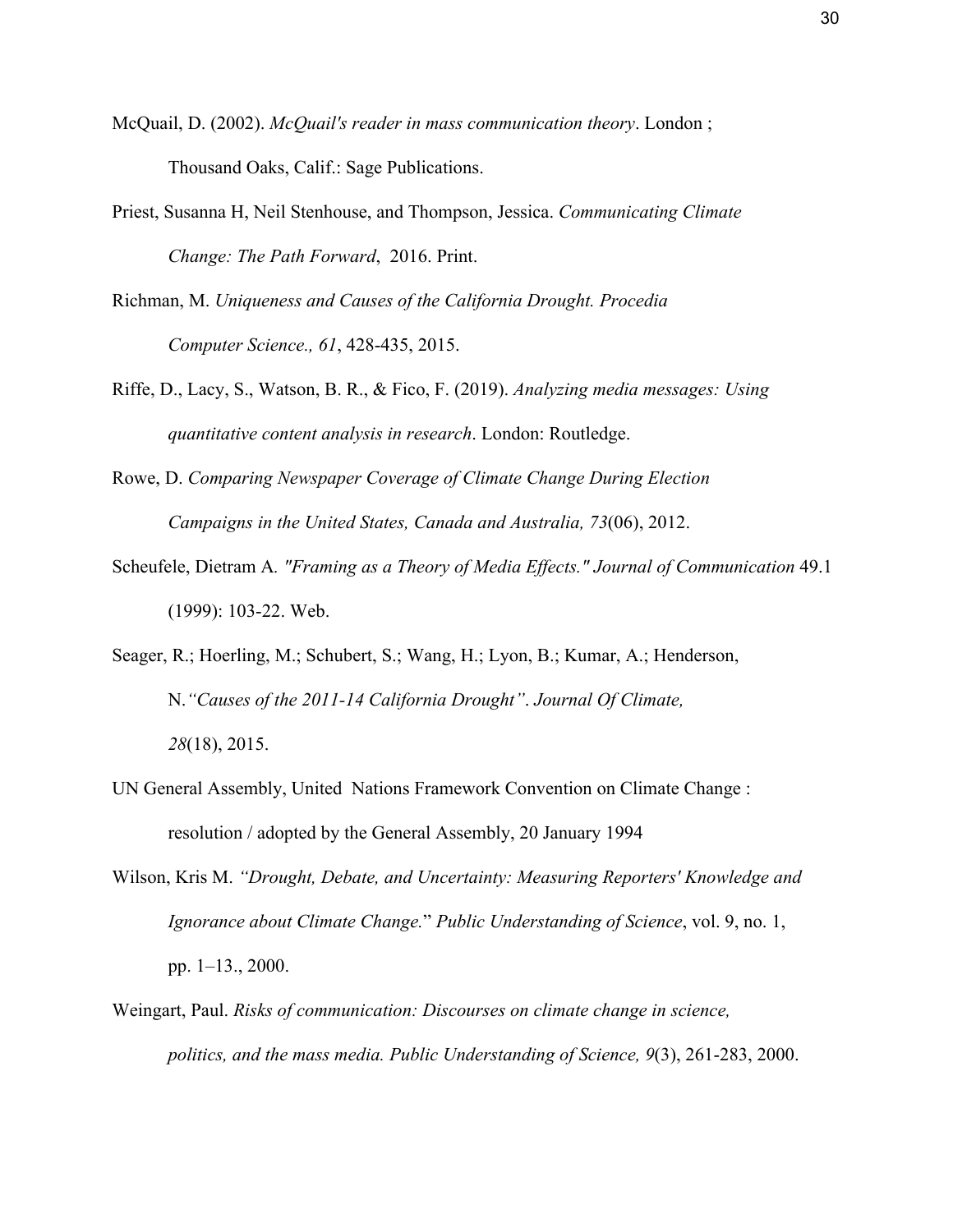McQuail, D. (2002). *McQuail's reader in mass communication theory*. London ; Thousand Oaks, Calif.: Sage Publications.

Priest, Susanna H, Neil Stenhouse, and Thompson, Jessica. *Communicating Climate Change: The Path Forward*, 2016. Print.

Richman, M. *Uniqueness and Causes of the California Drought. Procedia Computer Science., 61*, 428-435, 2015.

Riffe, D., Lacy, S., Watson, B. R., & Fico, F. (2019). *Analyzing media messages: Using quantitative content analysis in research*. London: Routledge.

Rowe, D. *Comparing Newspaper Coverage of Climate Change During Election Campaigns in the United States, Canada and Australia, 73*(06), 2012.

Scheufele, Dietram A. *"Framing as a Theory of Media Effects." Journal of Communication* 49.1 (1999): 103-22. Web.

Seager, R.; Hoerling, M.; Schubert, S.; Wang, H.; Lyon, B.; Kumar, A.; Henderson, N.*"Causes of the 2011-14 California Drought"*. *Journal Of Climate, 28*(18), 2015.

UN General Assembly, United Nations Framework Convention on Climate Change : resolution / adopted by the General Assembly, 20 January 1994

Wilson, Kris M. *"Drought, Debate, and Uncertainty: Measuring Reporters' Knowledge and Ignorance about Climate Change.*" *Public Understanding of Science*, vol. 9, no. 1, pp. 1–13., 2000.

Weingart, Paul. *Risks of communication: Discourses on climate change in science, politics, and the mass media. Public Understanding of Science, 9*(3), 261-283, 2000.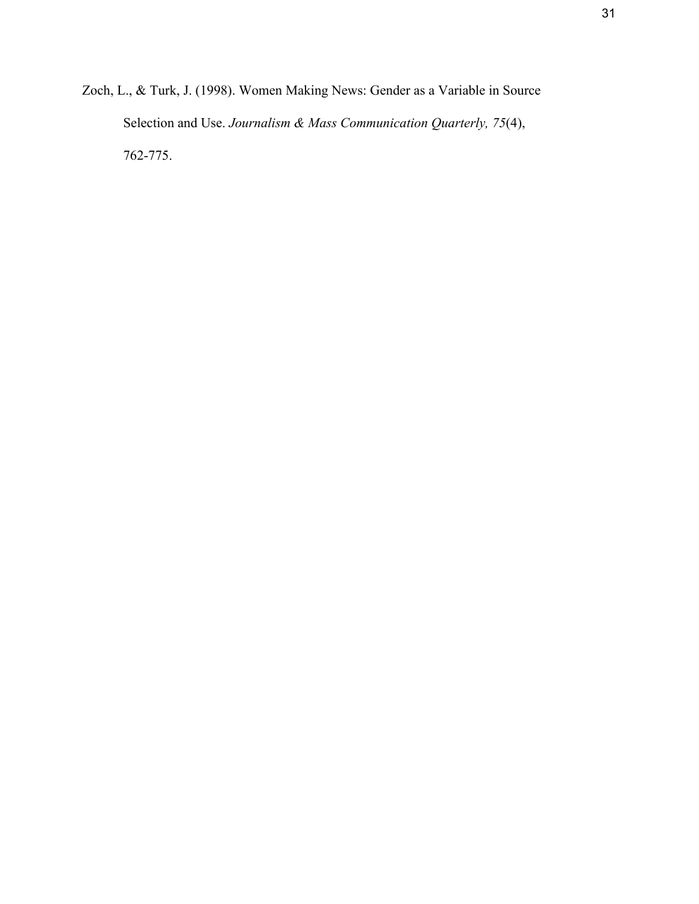Zoch, L., & Turk, J. (1998). Women Making News: Gender as a Variable in Source Selection and Use. *Journalism & Mass Communication Quarterly, 75*(4), 762-775.